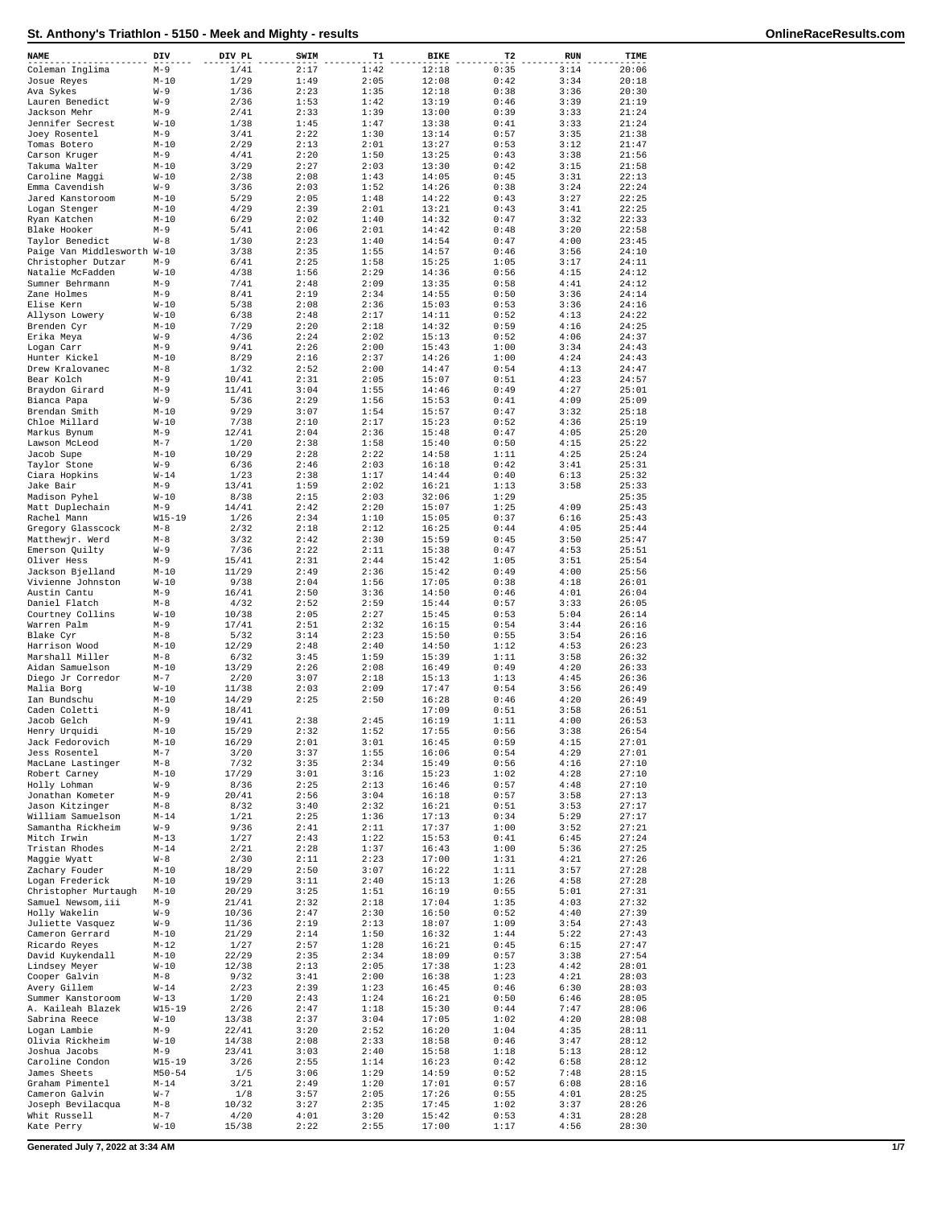# St. Anthony's Triathlon - 5150 - Meek and Mighty - results

| NAME | DIV | DIV PL | SWIM | T1 | BIKE | T2 | RUN | TIME |
|---|---|---|---|---|---|---|---|---|
| Coleman Inglima | M-9 | 1/41 | 2:17 | 1:42 | 12:18 | 0:35 | 3:14 | 20:06 |
| Josue Reyes | M-10 | 1/29 | 1:49 | 2:05 | 12:08 | 0:42 | 3:34 | 20:18 |
| Ava Sykes | W-9 | 1/36 | 2:23 | 1:35 | 12:18 | 0:38 | 3:36 | 20:30 |
| Lauren Benedict | W-9 | 2/36 | 1:53 | 1:42 | 13:19 | 0:46 | 3:39 | 21:19 |
| Jackson Mehr | M-9 | 2/41 | 2:33 | 1:39 | 13:00 | 0:39 | 3:33 | 21:24 |
| Jennifer Secrest | W-10 | 1/38 | 1:45 | 1:47 | 13:38 | 0:41 | 3:33 | 21:24 |
| Joey Rosentel | M-9 | 3/41 | 2:22 | 1:30 | 13:14 | 0:57 | 3:35 | 21:38 |
| Tomas Botero | M-10 | 2/29 | 2:13 | 2:01 | 13:27 | 0:53 | 3:12 | 21:47 |
| Carson Kruger | M-9 | 4/41 | 2:20 | 1:50 | 13:25 | 0:43 | 3:38 | 21:56 |
| Takuma Walter | M-10 | 3/29 | 2:27 | 2:03 | 13:30 | 0:42 | 3:15 | 21:58 |
| Caroline Maggi | W-10 | 2/38 | 2:08 | 1:43 | 14:05 | 0:45 | 3:31 | 22:13 |
| Emma Cavendish | W-9 | 3/36 | 2:03 | 1:52 | 14:26 | 0:38 | 3:24 | 22:24 |
| Jared Kanstoroom | M-10 | 5/29 | 2:05 | 1:48 | 14:22 | 0:43 | 3:27 | 22:25 |
| Logan Stenger | M-10 | 4/29 | 2:39 | 2:01 | 13:21 | 0:43 | 3:41 | 22:25 |
| Ryan Katchen | M-10 | 6/29 | 2:02 | 1:40 | 14:32 | 0:47 | 3:32 | 22:33 |
| Blake Hooker | M-9 | 5/41 | 2:06 | 2:01 | 14:42 | 0:48 | 3:20 | 22:58 |
| Taylor Benedict | W-8 | 1/30 | 2:23 | 1:40 | 14:54 | 0:47 | 4:00 | 23:45 |
| Paige Van Middlesworth | W-10 | 3/38 | 2:35 | 1:55 | 14:57 | 0:46 | 3:56 | 24:10 |
| Christopher Dutzar | M-9 | 6/41 | 2:25 | 1:58 | 15:25 | 1:05 | 3:17 | 24:11 |
| Natalie McFadden | W-10 | 4/38 | 1:56 | 2:29 | 14:36 | 0:56 | 4:15 | 24:12 |
| Sumner Behrmann | M-9 | 7/41 | 2:48 | 2:09 | 13:35 | 0:58 | 4:41 | 24:12 |
| Zane Holmes | M-9 | 8/41 | 2:19 | 2:34 | 14:55 | 0:50 | 3:36 | 24:14 |
| Elise Kern | W-10 | 5/38 | 2:08 | 2:36 | 15:03 | 0:53 | 3:36 | 24:16 |
| Allyson Lowery | W-10 | 6/38 | 2:48 | 2:17 | 14:11 | 0:52 | 4:13 | 24:22 |
| Brenden Cyr | M-10 | 7/29 | 2:20 | 2:18 | 14:32 | 0:59 | 4:16 | 24:25 |
| Erika Meya | W-9 | 4/36 | 2:24 | 2:02 | 15:13 | 0:52 | 4:06 | 24:37 |
| Logan Carr | M-9 | 9/41 | 2:26 | 2:00 | 15:43 | 1:00 | 3:34 | 24:43 |
| Hunter Kickel | M-10 | 8/29 | 2:16 | 2:37 | 14:26 | 1:00 | 4:24 | 24:43 |
| Drew Kralovanec | M-8 | 1/32 | 2:52 | 2:00 | 14:47 | 0:54 | 4:13 | 24:47 |
| Bear Kolch | M-9 | 10/41 | 2:31 | 2:05 | 15:07 | 0:51 | 4:23 | 24:57 |
| Braydon Girard | M-9 | 11/41 | 3:04 | 1:55 | 14:46 | 0:49 | 4:27 | 25:01 |
| Bianca Papa | W-9 | 5/36 | 2:29 | 1:56 | 15:53 | 0:41 | 4:09 | 25:09 |
| Brendan Smith | M-10 | 9/29 | 3:07 | 1:54 | 15:57 | 0:47 | 3:32 | 25:18 |
| Chloe Millard | W-10 | 7/38 | 2:10 | 2:17 | 15:23 | 0:52 | 4:36 | 25:19 |
| Markus Bynum | M-9 | 12/41 | 2:04 | 2:36 | 15:48 | 0:47 | 4:05 | 25:20 |
| Lawson McLeod | M-7 | 1/20 | 2:38 | 1:58 | 15:40 | 0:50 | 4:15 | 25:22 |
| Jacob Supe | M-10 | 10/29 | 2:28 | 2:22 | 14:58 | 1:11 | 4:25 | 25:24 |
| Taylor Stone | W-9 | 6/36 | 2:46 | 2:03 | 16:18 | 0:42 | 3:41 | 25:31 |
| Ciara Hopkins | W-14 | 1/23 | 2:38 | 1:17 | 14:44 | 0:40 | 6:13 | 25:32 |
| Jake Bair | M-9 | 13/41 | 1:59 | 2:02 | 16:21 | 1:13 | 3:58 | 25:33 |
| Madison Pyhel | W-10 | 8/38 | 2:15 | 2:03 | 32:06 | 1:29 | | 25:35 |
| Matt Duplechain | M-9 | 14/41 | 2:42 | 2:20 | 15:07 | 1:25 | 4:09 | 25:43 |
| Rachel Mann | W15-19 | 1/26 | 2:34 | 1:10 | 15:05 | 0:37 | 6:16 | 25:43 |
| Gregory Glasscock | M-8 | 2/32 | 2:18 | 2:12 | 16:25 | 0:44 | 4:05 | 25:44 |
| Matthewjr. Werd | M-8 | 3/32 | 2:42 | 2:30 | 15:59 | 0:45 | 3:50 | 25:47 |
| Emerson Quilty | W-9 | 7/36 | 2:22 | 2:11 | 15:38 | 0:47 | 4:53 | 25:51 |
| Oliver Hess | M-9 | 15/41 | 2:31 | 2:44 | 15:42 | 1:05 | 3:51 | 25:54 |
| Jackson Bjelland | M-10 | 11/29 | 2:49 | 2:36 | 15:42 | 0:49 | 4:00 | 25:56 |
| Vivienne Johnston | W-10 | 9/38 | 2:04 | 1:56 | 17:05 | 0:38 | 4:18 | 26:01 |
| Austin Cantu | M-9 | 16/41 | 2:50 | 3:36 | 14:50 | 0:46 | 4:01 | 26:04 |
| Daniel Flatch | M-8 | 4/32 | 2:52 | 2:59 | 15:44 | 0:57 | 3:33 | 26:05 |
| Courtney Collins | W-10 | 10/38 | 2:05 | 2:27 | 15:45 | 0:53 | 5:04 | 26:14 |
| Warren Palm | M-9 | 17/41 | 2:51 | 2:32 | 16:15 | 0:54 | 3:44 | 26:16 |
| Blake Cyr | M-8 | 5/32 | 3:14 | 2:23 | 15:50 | 0:55 | 3:54 | 26:16 |
| Harrison Wood | M-10 | 12/29 | 2:48 | 2:40 | 14:50 | 1:12 | 4:53 | 26:23 |
| Marshall Miller | M-8 | 6/32 | 3:45 | 1:59 | 15:39 | 1:11 | 3:58 | 26:32 |
| Aidan Samuelson | M-10 | 13/29 | 2:26 | 2:08 | 16:49 | 0:49 | 4:20 | 26:33 |
| Diego Jr Corredor | M-7 | 2/20 | 3:07 | 2:18 | 15:13 | 1:13 | 4:45 | 26:36 |
| Malia Borg | W-10 | 11/38 | 2:03 | 2:09 | 17:47 | 0:54 | 3:56 | 26:49 |
| Ian Bundschu | M-10 | 14/29 | 2:25 | 2:50 | 16:28 | 0:46 | 4:20 | 26:49 |
| Caden Coletti | M-9 | 18/41 | | | 17:09 | 0:51 | 3:58 | 26:51 |
| Jacob Gelch | M-9 | 19/41 | 2:38 | 2:45 | 16:19 | 1:11 | 4:00 | 26:53 |
| Henry Urquidi | M-10 | 15/29 | 2:32 | 1:52 | 17:55 | 0:56 | 3:38 | 26:54 |
| Jack Fedorovich | M-10 | 16/29 | 2:01 | 3:01 | 16:45 | 0:59 | 4:15 | 27:01 |
| Jess Rosentel | M-7 | 3/20 | 3:37 | 1:55 | 16:06 | 0:54 | 4:29 | 27:01 |
| MacLane Lastinger | M-8 | 7/32 | 3:35 | 2:34 | 15:49 | 0:56 | 4:16 | 27:10 |
| Robert Carney | M-10 | 17/29 | 3:01 | 3:16 | 15:23 | 1:02 | 4:28 | 27:10 |
| Holly Lohman | W-9 | 8/36 | 2:25 | 2:13 | 16:46 | 0:57 | 4:48 | 27:10 |
| Jonathan Kometer | M-9 | 20/41 | 2:56 | 3:04 | 16:18 | 0:57 | 3:58 | 27:13 |
| Jason Kitzinger | M-8 | 8/32 | 3:40 | 2:32 | 16:21 | 0:51 | 3:53 | 27:17 |
| William Samuelson | M-14 | 1/21 | 2:25 | 1:36 | 17:13 | 0:34 | 5:29 | 27:17 |
| Samantha Rickheim | W-9 | 9/36 | 2:41 | 2:11 | 17:37 | 1:00 | 3:52 | 27:21 |
| Mitch Irwin | M-13 | 1/27 | 2:43 | 1:22 | 15:53 | 0:41 | 6:45 | 27:24 |
| Tristan Rhodes | M-14 | 2/21 | 2:28 | 1:37 | 16:43 | 1:00 | 5:36 | 27:25 |
| Maggie Wyatt | W-8 | 2/30 | 2:11 | 2:23 | 17:00 | 1:31 | 4:21 | 27:26 |
| Zachary Fouder | M-10 | 18/29 | 2:50 | 3:07 | 16:22 | 1:11 | 3:57 | 27:28 |
| Logan Frederick | M-10 | 19/29 | 3:11 | 2:40 | 15:13 | 1:26 | 4:58 | 27:28 |
| Christopher Murtaugh | M-10 | 20/29 | 3:25 | 1:51 | 16:19 | 0:55 | 5:01 | 27:31 |
| Samuel Newsom,iii | M-9 | 21/41 | 2:32 | 2:18 | 17:04 | 1:35 | 4:03 | 27:32 |
| Holly Wakelin | W-9 | 10/36 | 2:47 | 2:30 | 16:50 | 0:52 | 4:40 | 27:39 |
| Juliette Vasquez | W-9 | 11/36 | 2:19 | 2:13 | 18:07 | 1:09 | 3:54 | 27:43 |
| Cameron Gerrard | M-10 | 21/29 | 2:14 | 1:50 | 16:32 | 1:44 | 5:22 | 27:43 |
| Ricardo Reyes | M-12 | 1/27 | 2:57 | 1:28 | 16:21 | 0:45 | 6:15 | 27:47 |
| David Kuykendall | M-10 | 22/29 | 2:35 | 2:34 | 18:09 | 0:57 | 3:38 | 27:54 |
| Lindsey Meyer | W-10 | 12/38 | 2:13 | 2:05 | 17:38 | 1:23 | 4:42 | 28:01 |
| Cooper Galvin | M-8 | 9/32 | 3:41 | 2:00 | 16:38 | 1:23 | 4:21 | 28:03 |
| Avery Gillem | W-14 | 2/23 | 2:39 | 1:23 | 16:45 | 0:46 | 6:30 | 28:03 |
| Summer Kanstoroom | W-13 | 1/20 | 2:43 | 1:24 | 16:21 | 0:50 | 6:46 | 28:05 |
| A. Kaileah Blazek | W15-19 | 2/26 | 2:47 | 1:18 | 15:30 | 0:44 | 7:47 | 28:06 |
| Sabrina Reece | W-10 | 13/38 | 2:37 | 3:04 | 17:05 | 1:02 | 4:20 | 28:08 |
| Logan Lambie | M-9 | 22/41 | 3:20 | 2:52 | 16:20 | 1:04 | 4:35 | 28:11 |
| Olivia Rickheim | W-10 | 14/38 | 2:08 | 2:33 | 18:58 | 0:46 | 3:47 | 28:12 |
| Joshua Jacobs | M-9 | 23/41 | 3:03 | 2:40 | 15:58 | 1:18 | 5:13 | 28:12 |
| Caroline Condon | W15-19 | 3/26 | 2:55 | 1:14 | 16:23 | 0:42 | 6:58 | 28:12 |
| James Sheets | M50-54 | 1/5 | 3:06 | 1:29 | 14:59 | 0:52 | 7:48 | 28:15 |
| Graham Pimentel | M-14 | 3/21 | 2:49 | 1:20 | 17:01 | 0:57 | 6:08 | 28:16 |
| Cameron Galvin | W-7 | 1/8 | 3:57 | 2:05 | 17:26 | 0:55 | 4:01 | 28:25 |
| Joseph Bevilacqua | M-8 | 10/32 | 3:27 | 2:35 | 17:45 | 1:02 | 3:37 | 28:26 |
| Whit Russell | M-7 | 4/20 | 4:01 | 3:20 | 15:42 | 0:53 | 4:31 | 28:28 |
| Kate Perry | W-10 | 15/38 | 2:22 | 2:55 | 17:00 | 1:17 | 4:56 | 28:30 |

Generated July 7, 2022 at 3:34 AM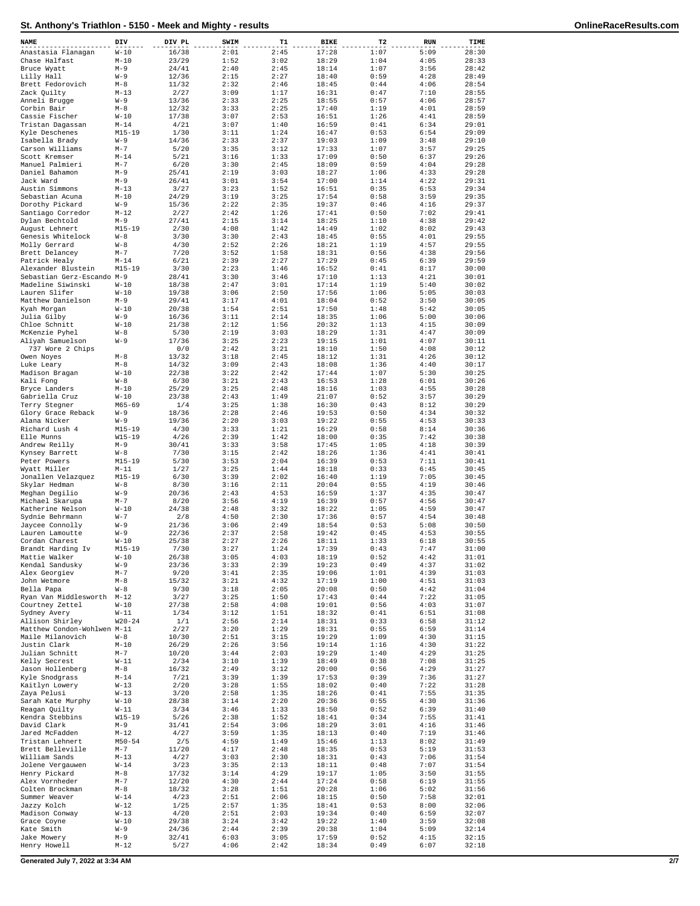# St. Anthony's Triathlon - 5150 - Meek and Mighty - results

| NAME | DIV | DIV PL | SWIM | T1 | BIKE | T2 | RUN | TIME |
|---|---|---|---|---|---|---|---|---|
| Anastasia Flanagan | W-10 | 16/38 | 2:01 | 2:45 | 17:28 | 1:07 | 5:09 | 28:30 |
| Chase Halfast | M-10 | 23/29 | 1:52 | 3:02 | 18:29 | 1:04 | 4:05 | 28:33 |
| Bruce Wyatt | M-9 | 24/41 | 2:40 | 2:45 | 18:14 | 1:07 | 3:56 | 28:42 |
| Lilly Hall | W-9 | 12/36 | 2:15 | 2:27 | 18:40 | 0:59 | 4:28 | 28:49 |
| Brett Fedorovich | M-8 | 11/32 | 2:32 | 2:46 | 18:45 | 0:44 | 4:06 | 28:54 |
| Zack Quilty | M-13 | 2/27 | 3:09 | 1:17 | 16:31 | 0:47 | 7:10 | 28:55 |
| Anneli Brugge | W-9 | 13/36 | 2:33 | 2:25 | 18:55 | 0:57 | 4:06 | 28:57 |
| Corbin Bair | M-8 | 12/32 | 3:33 | 2:25 | 17:40 | 1:19 | 4:01 | 28:59 |
| Cassie Fischer | W-10 | 17/38 | 3:07 | 2:53 | 16:51 | 1:26 | 4:41 | 28:59 |
| Tristan Dagassan | M-14 | 4/21 | 3:07 | 1:40 | 16:59 | 0:41 | 6:34 | 29:01 |
| Kyle Deschenes | M15-19 | 1/30 | 3:11 | 1:24 | 16:47 | 0:53 | 6:54 | 29:09 |
| Isabella Brady | W-9 | 14/36 | 2:33 | 2:37 | 19:03 | 1:09 | 3:48 | 29:10 |
| Carson Williams | M-7 | 5/20 | 3:35 | 3:12 | 17:33 | 1:07 | 3:57 | 29:25 |
| Scott Kremser | M-14 | 5/21 | 3:16 | 1:33 | 17:09 | 0:50 | 6:37 | 29:26 |
| Manuel Palmieri | M-7 | 6/20 | 3:30 | 2:45 | 18:09 | 0:59 | 4:04 | 29:28 |
| Daniel Bahamon | M-9 | 25/41 | 2:19 | 3:03 | 18:27 | 1:06 | 4:33 | 29:28 |
| Jack Ward | M-9 | 26/41 | 3:01 | 3:54 | 17:00 | 1:14 | 4:22 | 29:31 |
| Austin Simmons | M-13 | 3/27 | 3:23 | 1:52 | 16:51 | 0:35 | 6:53 | 29:34 |
| Sebastian Acuna | M-10 | 24/29 | 3:19 | 3:25 | 17:54 | 0:58 | 3:59 | 29:35 |
| Dorothy Pickard | W-9 | 15/36 | 2:22 | 2:35 | 19:37 | 0:46 | 4:16 | 29:37 |
| Santiago Corredor | M-12 | 2/27 | 2:42 | 1:26 | 17:41 | 0:50 | 7:02 | 29:41 |
| Dylan Bechtold | M-9 | 27/41 | 2:15 | 3:14 | 18:25 | 1:10 | 4:38 | 29:42 |
| August Lehnert | M15-19 | 2/30 | 4:08 | 1:42 | 14:49 | 1:02 | 8:02 | 29:43 |
| Genesis Whitelock | W-8 | 3/30 | 3:30 | 2:43 | 18:45 | 0:55 | 4:01 | 29:55 |
| Molly Gerrard | W-8 | 4/30 | 2:52 | 2:26 | 18:21 | 1:19 | 4:57 | 29:55 |
| Brett Delancey | M-7 | 7/20 | 3:52 | 1:58 | 18:31 | 0:56 | 4:38 | 29:56 |
| Patrick Healy | M-14 | 6/21 | 2:39 | 2:27 | 17:29 | 0:45 | 6:39 | 29:59 |
| Alexander Blustein | M15-19 | 3/30 | 2:23 | 1:46 | 16:52 | 0:41 | 8:17 | 30:00 |
| Sebastian Gerz-Escando | M-9 | 28/41 | 3:30 | 3:46 | 17:10 | 1:13 | 4:21 | 30:01 |
| Madeline Siwinski | W-10 | 18/38 | 2:47 | 3:01 | 17:14 | 1:19 | 5:40 | 30:02 |
| Lauren Slifer | W-10 | 19/38 | 3:06 | 2:50 | 17:56 | 1:06 | 5:05 | 30:03 |
| Matthew Danielson | M-9 | 29/41 | 3:17 | 4:01 | 18:04 | 0:52 | 3:50 | 30:05 |
| Kyah Morgan | W-10 | 20/38 | 1:54 | 2:51 | 17:50 | 1:48 | 5:42 | 30:05 |
| Julia Gilby | W-9 | 16/36 | 3:11 | 2:14 | 18:35 | 1:06 | 5:00 | 30:06 |
| Chloe Schnitt | W-10 | 21/38 | 2:12 | 1:56 | 20:32 | 1:13 | 4:15 | 30:09 |
| McKenzie Pyhel | W-8 | 5/30 | 2:19 | 3:03 | 18:29 | 1:31 | 4:47 | 30:09 |
| Aliyah Samuelson | W-9 | 17/36 | 3:25 | 2:23 | 19:15 | 1:01 | 4:07 | 30:11 |
| 737 Wore 2 Chips | | 0/0 | 2:42 | 3:21 | 18:10 | 1:50 | 4:08 | 30:12 |
| Owen Noyes | M-8 | 13/32 | 3:18 | 2:45 | 18:12 | 1:31 | 4:26 | 30:12 |
| Luke Leary | M-8 | 14/32 | 3:09 | 2:43 | 18:08 | 1:36 | 4:40 | 30:17 |
| Madison Bragan | W-10 | 22/38 | 3:22 | 2:42 | 17:44 | 1:07 | 5:30 | 30:25 |
| Kali Fong | W-8 | 6/30 | 3:21 | 2:43 | 16:53 | 1:28 | 6:01 | 30:26 |
| Bryce Landers | M-10 | 25/29 | 3:25 | 2:48 | 18:16 | 1:03 | 4:55 | 30:28 |
| Gabriella Cruz | W-10 | 23/38 | 2:43 | 1:49 | 21:07 | 0:52 | 3:57 | 30:29 |
| Terry Stegner | M65-69 | 1/4 | 3:25 | 1:38 | 16:30 | 0:43 | 8:12 | 30:29 |
| Glory Grace Reback | W-9 | 18/36 | 2:28 | 2:46 | 19:53 | 0:50 | 4:34 | 30:32 |
| Alana Nicker | W-9 | 19/36 | 2:20 | 3:03 | 19:22 | 0:55 | 4:53 | 30:33 |
| Richard Lush 4 | M15-19 | 4/30 | 3:33 | 1:21 | 16:29 | 0:58 | 8:14 | 30:36 |
| Elle Munns | W15-19 | 4/26 | 2:39 | 1:42 | 18:00 | 0:35 | 7:42 | 30:38 |
| Andrew Reilly | M-9 | 30/41 | 3:33 | 3:58 | 17:45 | 1:05 | 4:18 | 30:39 |
| Kynsey Barrett | W-8 | 7/30 | 3:15 | 2:42 | 18:26 | 1:36 | 4:41 | 30:41 |
| Peter Powers | M15-19 | 5/30 | 3:53 | 2:04 | 16:39 | 0:53 | 7:11 | 30:41 |
| Wyatt Miller | M-11 | 1/27 | 3:25 | 1:44 | 18:18 | 0:33 | 6:45 | 30:45 |
| Jonallen Velazquez | M15-19 | 6/30 | 3:39 | 2:02 | 16:40 | 1:19 | 7:05 | 30:45 |
| Skylar Hedman | W-8 | 8/30 | 3:16 | 2:11 | 20:04 | 0:55 | 4:19 | 30:46 |
| Meghan Degilio | W-9 | 20/36 | 2:43 | 4:53 | 16:59 | 1:37 | 4:35 | 30:47 |
| Michael Skarupa | M-7 | 8/20 | 3:56 | 4:19 | 16:39 | 0:57 | 4:56 | 30:47 |
| Katherine Nelson | W-10 | 24/38 | 2:48 | 3:32 | 18:22 | 1:05 | 4:59 | 30:47 |
| Sydnie Behrmann | W-7 | 2/8 | 4:50 | 2:30 | 17:36 | 0:57 | 4:54 | 30:48 |
| Jaycee Connolly | W-9 | 21/36 | 3:06 | 2:49 | 18:54 | 0:53 | 5:08 | 30:50 |
| Lauren Lamoutte | W-9 | 22/36 | 2:37 | 2:58 | 19:42 | 0:45 | 4:53 | 30:55 |
| Cordan Charest | W-10 | 25/38 | 2:27 | 2:26 | 18:11 | 1:33 | 6:18 | 30:55 |
| Brandt Harding Iv | M15-19 | 7/30 | 3:27 | 1:24 | 17:39 | 0:43 | 7:47 | 31:00 |
| Mattie Walker | W-10 | 26/38 | 3:05 | 4:03 | 18:19 | 0:52 | 4:42 | 31:01 |
| Kendal Sandusky | W-9 | 23/36 | 3:33 | 2:39 | 19:23 | 0:49 | 4:37 | 31:02 |
| Alex Georgiev | M-7 | 9/20 | 3:41 | 2:35 | 19:06 | 1:01 | 4:39 | 31:03 |
| John Wetmore | M-8 | 15/32 | 3:21 | 4:32 | 17:19 | 1:00 | 4:51 | 31:03 |
| Bella Papa | W-8 | 9/30 | 3:18 | 2:05 | 20:08 | 0:50 | 4:42 | 31:04 |
| Ryan Van Middlesworth | M-12 | 3/27 | 3:25 | 1:50 | 17:43 | 0:44 | 7:22 | 31:05 |
| Courtney Zettel | W-10 | 27/38 | 2:58 | 4:08 | 19:01 | 0:56 | 4:03 | 31:07 |
| Sydney Avery | W-11 | 1/34 | 3:12 | 1:51 | 18:32 | 0:41 | 6:51 | 31:08 |
| Allison Shirley | W20-24 | 1/1 | 2:56 | 2:14 | 18:31 | 0:33 | 6:58 | 31:12 |
| Matthew Condon-Wohlwen | M-11 | 2/27 | 3:20 | 1:29 | 18:31 | 0:55 | 6:59 | 31:14 |
| Maile Milanovich | W-8 | 10/30 | 2:51 | 3:15 | 19:29 | 1:09 | 4:30 | 31:15 |
| Justin Clark | M-10 | 26/29 | 2:26 | 3:56 | 19:14 | 1:16 | 4:30 | 31:22 |
| Julian Schnitt | M-7 | 10/20 | 3:44 | 2:03 | 19:29 | 1:40 | 4:29 | 31:25 |
| Kelly Secrest | W-11 | 2/34 | 3:10 | 1:39 | 18:49 | 0:38 | 7:08 | 31:25 |
| Jason Hollenberg | M-8 | 16/32 | 2:49 | 3:12 | 20:00 | 0:56 | 4:29 | 31:27 |
| Kyle Snodgrass | M-14 | 7/21 | 3:39 | 1:39 | 17:53 | 0:39 | 7:36 | 31:27 |
| Kaitlyn Lowery | W-13 | 2/20 | 3:28 | 1:55 | 18:02 | 0:40 | 7:22 | 31:28 |
| Zaya Pelusi | W-13 | 3/20 | 2:58 | 1:35 | 18:26 | 0:41 | 7:55 | 31:35 |
| Sarah Kate Murphy | W-10 | 28/38 | 3:14 | 2:20 | 20:36 | 0:55 | 4:30 | 31:36 |
| Reagan Quilty | W-11 | 3/34 | 3:46 | 1:33 | 18:50 | 0:52 | 6:39 | 31:40 |
| Kendra Stebbins | W15-19 | 5/26 | 2:38 | 1:52 | 18:41 | 0:34 | 7:55 | 31:41 |
| David Clark | M-9 | 31/41 | 2:54 | 3:06 | 18:29 | 3:01 | 4:16 | 31:46 |
| Jared McFadden | M-12 | 4/27 | 3:59 | 1:35 | 18:13 | 0:40 | 7:19 | 31:46 |
| Tristan Lehnert | M50-54 | 2/5 | 4:59 | 1:49 | 15:46 | 1:13 | 8:02 | 31:49 |
| Brett Belleville | M-7 | 11/20 | 4:17 | 2:48 | 18:35 | 0:53 | 5:19 | 31:53 |
| William Sands | M-13 | 4/27 | 3:03 | 2:30 | 18:31 | 0:43 | 7:06 | 31:54 |
| Jolene Vergauwen | W-14 | 3/23 | 3:35 | 2:13 | 18:11 | 0:48 | 7:07 | 31:54 |
| Henry Pickard | M-8 | 17/32 | 3:14 | 4:29 | 19:17 | 1:05 | 3:50 | 31:55 |
| Alex Vornheder | M-7 | 12/20 | 4:30 | 2:44 | 17:24 | 0:58 | 6:19 | 31:55 |
| Colten Brockman | M-8 | 18/32 | 3:28 | 1:51 | 20:28 | 1:06 | 5:02 | 31:56 |
| Summer Weaver | W-14 | 4/23 | 2:51 | 2:06 | 18:15 | 0:50 | 7:58 | 32:01 |
| Jazzy Kolch | W-12 | 1/25 | 2:57 | 1:35 | 18:41 | 0:53 | 8:00 | 32:06 |
| Madison Conway | W-13 | 4/20 | 2:51 | 2:03 | 19:34 | 0:40 | 6:59 | 32:07 |
| Grace Coyne | W-10 | 29/38 | 3:24 | 3:42 | 19:22 | 1:40 | 3:59 | 32:08 |
| Kate Smith | W-9 | 24/36 | 2:44 | 2:39 | 20:38 | 1:04 | 5:09 | 32:14 |
| Jake Mowery | M-9 | 32/41 | 6:03 | 3:05 | 17:59 | 0:52 | 4:15 | 32:15 |
| Henry Howell | M-12 | 5/27 | 4:06 | 2:42 | 18:34 | 0:49 | 6:07 | 32:18 |

Generated July 7, 2022 at 3:34 AM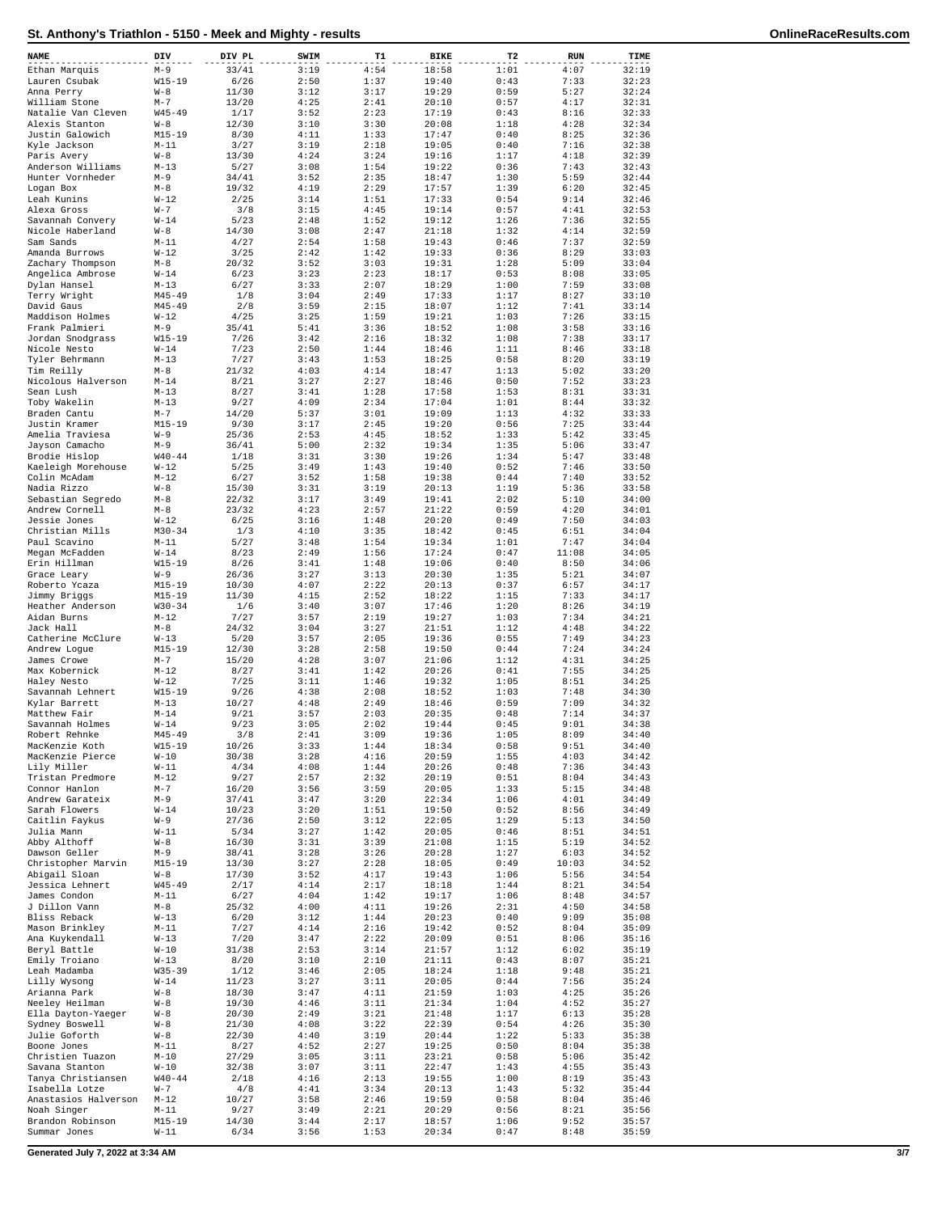# St. Anthony's Triathlon - 5150 - Meek and Mighty - results

| NAME | DIV | DIV PL | SWIM | T1 | BIKE | T2 | RUN | TIME |
|---|---|---|---|---|---|---|---|---|
| Ethan Marquis | M-9 | 33/41 | 3:19 | 4:54 | 18:58 | 1:01 | 4:07 | 32:19 |
| Lauren Csubak | W15-19 | 6/26 | 2:50 | 1:37 | 19:40 | 0:43 | 7:33 | 32:23 |
| Anna Perry | W-8 | 11/30 | 3:12 | 3:17 | 19:29 | 0:59 | 5:27 | 32:24 |
| William Stone | M-7 | 13/20 | 4:25 | 2:41 | 20:10 | 0:57 | 4:17 | 32:31 |
| Natalie Van Cleven | W45-49 | 1/17 | 3:52 | 2:23 | 17:19 | 0:43 | 8:16 | 32:33 |
| Alexis Stanton | W-8 | 12/30 | 3:10 | 3:30 | 20:08 | 1:18 | 4:28 | 32:34 |
| Justin Galowich | M15-19 | 8/30 | 4:11 | 1:33 | 17:47 | 0:40 | 8:25 | 32:36 |
| Kyle Jackson | M-11 | 3/27 | 3:19 | 2:18 | 19:05 | 0:40 | 7:16 | 32:38 |
| Paris Avery | W-8 | 13/30 | 4:24 | 3:24 | 19:16 | 1:17 | 4:18 | 32:39 |
| Anderson Williams | M-13 | 5/27 | 3:08 | 1:54 | 19:22 | 0:36 | 7:43 | 32:43 |
| Hunter Vornheder | M-9 | 34/41 | 3:52 | 2:35 | 18:47 | 1:30 | 5:59 | 32:44 |
| Logan Box | M-8 | 19/32 | 4:19 | 2:29 | 17:57 | 1:39 | 6:20 | 32:45 |
| Leah Kunins | W-12 | 2/25 | 3:14 | 1:51 | 17:33 | 0:54 | 9:14 | 32:46 |
| Alexa Gross | W-7 | 3/8 | 3:15 | 4:45 | 19:14 | 0:57 | 4:41 | 32:53 |
| Savannah Convery | W-14 | 5/23 | 2:48 | 1:52 | 19:12 | 1:26 | 7:36 | 32:55 |
| Nicole Haberland | W-8 | 14/30 | 3:08 | 2:47 | 21:18 | 1:32 | 4:14 | 32:59 |
| Sam Sands | M-11 | 4/27 | 2:54 | 1:58 | 19:43 | 0:46 | 7:37 | 32:59 |
| Amanda Burrows | W-12 | 3/25 | 2:42 | 1:42 | 19:33 | 0:36 | 8:29 | 33:03 |
| Zachary Thompson | M-8 | 20/32 | 3:52 | 3:03 | 19:31 | 1:28 | 5:09 | 33:04 |
| Angelica Ambrose | W-14 | 6/23 | 3:23 | 2:23 | 18:17 | 0:53 | 8:08 | 33:05 |
| Dylan Hansel | M-13 | 6/27 | 3:33 | 2:07 | 18:29 | 1:00 | 7:59 | 33:08 |
| Terry Wright | M45-49 | 1/8 | 3:04 | 2:49 | 17:33 | 1:17 | 8:27 | 33:10 |
| David Gaus | M45-49 | 2/8 | 3:59 | 2:15 | 18:07 | 1:12 | 7:41 | 33:14 |
| Maddison Holmes | W-12 | 4/25 | 3:25 | 1:59 | 19:21 | 1:03 | 7:26 | 33:15 |
| Frank Palmieri | M-9 | 35/41 | 5:41 | 3:36 | 18:52 | 1:08 | 3:58 | 33:16 |
| Jordan Snodgrass | W15-19 | 7/26 | 3:42 | 2:16 | 18:32 | 1:08 | 7:38 | 33:17 |
| Nicole Nesto | W-14 | 7/23 | 2:50 | 1:44 | 18:46 | 1:11 | 8:46 | 33:18 |
| Tyler Behrmann | M-13 | 7/27 | 3:43 | 1:53 | 18:25 | 0:58 | 8:20 | 33:19 |
| Tim Reilly | M-8 | 21/32 | 4:03 | 4:14 | 18:47 | 1:13 | 5:02 | 33:20 |
| Nicolous Halverson | M-14 | 8/21 | 3:27 | 2:27 | 18:46 | 0:50 | 7:52 | 33:23 |
| Sean Lush | M-13 | 8/27 | 3:41 | 1:28 | 17:58 | 1:53 | 8:31 | 33:31 |
| Toby Wakelin | M-13 | 9/27 | 4:09 | 2:34 | 17:04 | 1:01 | 8:44 | 33:32 |
| Braden Cantu | M-7 | 14/20 | 5:37 | 3:01 | 19:09 | 1:13 | 4:32 | 33:33 |
| Justin Kramer | M15-19 | 9/30 | 3:17 | 2:45 | 19:20 | 0:56 | 7:25 | 33:44 |
| Amelia Traviesa | W-9 | 25/36 | 2:53 | 4:45 | 18:52 | 1:33 | 5:42 | 33:45 |
| Jayson Camacho | M-9 | 36/41 | 5:00 | 2:32 | 19:34 | 1:35 | 5:06 | 33:47 |
| Brodie Hislop | W40-44 | 1/18 | 3:31 | 3:30 | 19:26 | 1:34 | 5:47 | 33:48 |
| Kaeleigh Morehouse | W-12 | 5/25 | 3:49 | 1:43 | 19:40 | 0:52 | 7:46 | 33:50 |
| Colin McAdam | M-12 | 6/27 | 3:52 | 1:58 | 19:38 | 0:44 | 7:40 | 33:52 |
| Nadia Rizzo | W-8 | 15/30 | 3:31 | 3:19 | 20:13 | 1:19 | 5:36 | 33:58 |
| Sebastian Segredo | M-8 | 22/32 | 3:17 | 3:49 | 19:41 | 2:02 | 5:10 | 34:00 |
| Andrew Cornell | M-8 | 23/32 | 4:23 | 2:57 | 21:22 | 0:59 | 4:20 | 34:01 |
| Jessie Jones | W-12 | 6/25 | 3:16 | 1:48 | 20:20 | 0:49 | 7:50 | 34:03 |
| Christian Mills | M30-34 | 1/3 | 4:10 | 3:35 | 18:42 | 0:45 | 6:51 | 34:04 |
| Paul Scavino | M-11 | 5/27 | 3:48 | 1:54 | 19:34 | 1:01 | 7:47 | 34:04 |
| Megan McFadden | W-14 | 8/23 | 2:49 | 1:56 | 17:24 | 0:47 | 11:08 | 34:05 |
| Erin Hillman | W15-19 | 8/26 | 3:41 | 1:48 | 19:06 | 0:40 | 8:50 | 34:06 |
| Grace Leary | W-9 | 26/36 | 3:27 | 3:13 | 20:30 | 1:35 | 5:21 | 34:07 |
| Roberto Ycaza | M15-19 | 10/30 | 4:07 | 2:22 | 20:13 | 0:37 | 6:57 | 34:17 |
| Jimmy Briggs | M15-19 | 11/30 | 4:15 | 2:52 | 18:22 | 1:15 | 7:33 | 34:17 |
| Heather Anderson | W30-34 | 1/6 | 3:40 | 3:07 | 17:46 | 1:20 | 8:26 | 34:19 |
| Aidan Burns | M-12 | 7/27 | 3:57 | 2:19 | 19:27 | 1:03 | 7:34 | 34:21 |
| Jack Hall | M-8 | 24/32 | 3:04 | 3:27 | 21:51 | 1:12 | 4:48 | 34:22 |
| Catherine McClure | W-13 | 5/20 | 3:57 | 2:05 | 19:36 | 0:55 | 7:49 | 34:23 |
| Andrew Logue | M15-19 | 12/30 | 3:28 | 2:58 | 19:50 | 0:44 | 7:24 | 34:24 |
| James Crowe | M-7 | 15/20 | 4:28 | 3:07 | 21:06 | 1:12 | 4:31 | 34:25 |
| Max Kobernick | M-12 | 8/27 | 3:41 | 1:42 | 20:26 | 0:41 | 7:55 | 34:25 |
| Haley Nesto | W-12 | 7/25 | 3:11 | 1:46 | 19:32 | 1:05 | 8:51 | 34:25 |
| Savannah Lehnert | W15-19 | 9/26 | 4:38 | 2:08 | 18:52 | 1:03 | 7:48 | 34:30 |
| Kylar Barrett | M-13 | 10/27 | 4:48 | 2:49 | 18:46 | 0:59 | 7:09 | 34:32 |
| Matthew Fair | M-14 | 9/21 | 3:57 | 2:03 | 20:35 | 0:48 | 7:14 | 34:37 |
| Savannah Holmes | W-14 | 9/23 | 3:05 | 2:02 | 19:44 | 0:45 | 9:01 | 34:38 |
| Robert Rehnke | M45-49 | 3/8 | 2:41 | 3:09 | 19:36 | 1:05 | 8:09 | 34:40 |
| MacKenzie Koth | W15-19 | 10/26 | 3:33 | 1:44 | 18:34 | 0:58 | 9:51 | 34:40 |
| MacKenzie Pierce | W-10 | 30/38 | 3:28 | 4:16 | 20:59 | 1:55 | 4:03 | 34:42 |
| Lily Miller | W-11 | 4/34 | 4:08 | 1:44 | 20:26 | 0:48 | 7:36 | 34:43 |
| Tristan Predmore | M-12 | 9/27 | 2:57 | 2:32 | 20:19 | 0:51 | 8:04 | 34:43 |
| Connor Hanlon | M-7 | 16/20 | 3:56 | 3:59 | 20:05 | 1:33 | 5:15 | 34:48 |
| Andrew Garateix | M-9 | 37/41 | 3:47 | 3:20 | 22:34 | 1:06 | 4:01 | 34:49 |
| Sarah Flowers | W-14 | 10/23 | 3:20 | 1:51 | 19:50 | 0:52 | 8:56 | 34:49 |
| Caitlin Faykus | W-9 | 27/36 | 2:50 | 3:12 | 22:05 | 1:29 | 5:13 | 34:50 |
| Julia Mann | W-11 | 5/34 | 3:27 | 1:42 | 20:05 | 0:46 | 8:51 | 34:51 |
| Abby Althoff | W-8 | 16/30 | 3:31 | 3:39 | 21:08 | 1:15 | 5:19 | 34:52 |
| Dawson Geller | M-9 | 38/41 | 3:28 | 3:26 | 20:28 | 1:27 | 6:03 | 34:52 |
| Christopher Marvin | M15-19 | 13/30 | 3:27 | 2:28 | 18:05 | 0:49 | 10:03 | 34:52 |
| Abigail Sloan | W-8 | 17/30 | 3:52 | 4:17 | 19:43 | 1:06 | 5:56 | 34:54 |
| Jessica Lehnert | W45-49 | 2/17 | 4:14 | 2:17 | 18:18 | 1:44 | 8:21 | 34:54 |
| James Condon | M-11 | 6/27 | 4:04 | 1:42 | 19:17 | 1:06 | 8:48 | 34:57 |
| J Dillon Vann | M-8 | 25/32 | 4:00 | 4:11 | 19:26 | 2:31 | 4:50 | 34:58 |
| Bliss Reback | W-13 | 6/20 | 3:12 | 1:44 | 20:23 | 0:40 | 9:09 | 35:08 |
| Mason Brinkley | M-11 | 7/27 | 4:14 | 2:16 | 19:42 | 0:52 | 8:04 | 35:09 |
| Ana Kuykendall | W-13 | 7/20 | 3:47 | 2:22 | 20:09 | 0:51 | 8:06 | 35:16 |
| Beryl Battle | W-10 | 31/38 | 2:53 | 3:14 | 21:57 | 1:12 | 6:02 | 35:19 |
| Emily Troiano | W-13 | 8/20 | 3:10 | 2:10 | 21:11 | 0:43 | 8:07 | 35:21 |
| Leah Madamba | W35-39 | 1/12 | 3:46 | 2:05 | 18:24 | 1:18 | 9:48 | 35:21 |
| Lilly Wysong | W-14 | 11/23 | 3:27 | 3:11 | 20:05 | 0:44 | 7:56 | 35:24 |
| Arianna Park | W-8 | 18/30 | 3:47 | 4:11 | 21:59 | 1:03 | 4:25 | 35:26 |
| Neeley Heilman | W-8 | 19/30 | 4:46 | 3:11 | 21:34 | 1:04 | 4:52 | 35:27 |
| Ella Dayton-Yaeger | W-8 | 20/30 | 2:49 | 3:21 | 21:48 | 1:17 | 6:13 | 35:28 |
| Sydney Boswell | W-8 | 21/30 | 4:08 | 3:22 | 22:39 | 0:54 | 4:26 | 35:30 |
| Julie Goforth | W-8 | 22/30 | 4:40 | 3:19 | 20:44 | 1:22 | 5:33 | 35:38 |
| Boone Jones | M-11 | 8/27 | 4:52 | 2:27 | 19:25 | 0:50 | 8:04 | 35:38 |
| Christien Tuazon | M-10 | 27/29 | 3:05 | 3:11 | 23:21 | 0:58 | 5:06 | 35:42 |
| Savana Stanton | W-10 | 32/38 | 3:07 | 3:11 | 22:47 | 1:43 | 4:55 | 35:43 |
| Tanya Christiansen | W40-44 | 2/18 | 4:16 | 2:13 | 19:55 | 1:00 | 8:19 | 35:43 |
| Isabella Lotze | W-7 | 4/8 | 4:41 | 3:34 | 20:13 | 1:43 | 5:32 | 35:44 |
| Anastasios Halverson | M-12 | 10/27 | 3:58 | 2:46 | 19:59 | 0:58 | 8:04 | 35:46 |
| Noah Singer | M-11 | 9/27 | 3:49 | 2:21 | 20:29 | 0:56 | 8:21 | 35:56 |
| Brandon Robinson | M15-19 | 14/30 | 3:44 | 2:17 | 18:57 | 1:06 | 9:52 | 35:57 |
| Summar Jones | W-11 | 6/34 | 3:56 | 1:53 | 20:34 | 0:47 | 8:48 | 35:59 |

Generated July 7, 2022 at 3:34 AM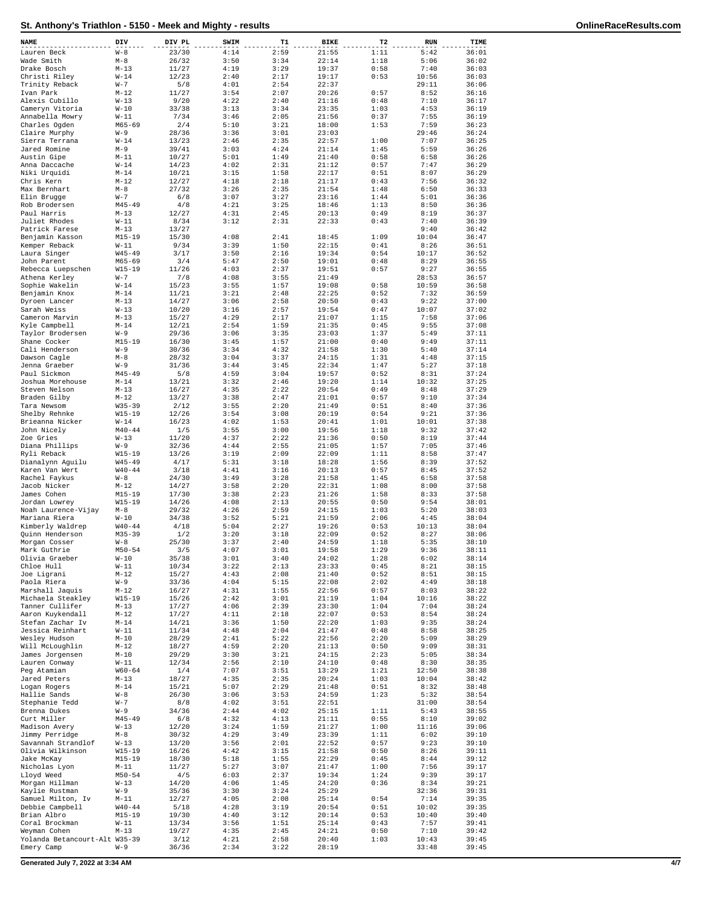# St. Anthony's Triathlon - 5150 - Meek and Mighty - results

| NAME | DIV | DIV PL | SWIM | T1 | BIKE | T2 | RUN | TIME |
|---|---|---|---|---|---|---|---|---|
| Lauren Beck | W-8 | 23/30 | 4:14 | 2:59 | 21:55 | 1:11 | 5:42 | 36:01 |
| Wade Smith | M-8 | 26/32 | 3:50 | 3:34 | 22:14 | 1:18 | 5:06 | 36:02 |
| Drake Bosch | M-13 | 11/27 | 4:19 | 3:29 | 19:37 | 0:58 | 7:40 | 36:03 |
| Christi Riley | W-14 | 12/23 | 2:40 | 2:17 | 19:17 | 0:53 | 10:56 | 36:03 |
| Trinity Reback | W-7 | 5/8 | 4:01 | 2:54 | 22:37 | | 29:11 | 36:06 |
| Ivan Park | M-12 | 11/27 | 3:54 | 2:07 | 20:26 | 0:57 | 8:52 | 36:16 |
| Alexis Cubillo | W-13 | 9/20 | 4:22 | 2:40 | 21:16 | 0:48 | 7:10 | 36:17 |
| Cameryn Vitoria | W-10 | 33/38 | 3:13 | 3:34 | 23:35 | 1:03 | 4:53 | 36:19 |
| Annabella Mowry | W-11 | 7/34 | 3:46 | 2:05 | 21:56 | 0:37 | 7:55 | 36:19 |
| Charles Ogden | M65-69 | 2/4 | 5:10 | 3:21 | 18:00 | 1:53 | 7:59 | 36:23 |
| Claire Murphy | W-9 | 28/36 | 3:36 | 3:01 | 23:03 | | 29:46 | 36:24 |
| Sierra Terrana | W-14 | 13/23 | 2:46 | 2:35 | 22:57 | 1:00 | 7:07 | 36:25 |
| Jared Romine | M-9 | 39/41 | 3:03 | 4:24 | 21:14 | 1:45 | 5:59 | 36:26 |
| Austin Gipe | M-11 | 10/27 | 5:01 | 1:49 | 21:40 | 0:58 | 6:58 | 36:26 |
| Anna Daccache | W-14 | 14/23 | 4:02 | 2:31 | 21:12 | 0:57 | 7:47 | 36:29 |
| Niki Urquidi | M-14 | 10/21 | 3:15 | 1:58 | 22:17 | 0:51 | 8:07 | 36:29 |
| Chris Kern | M-12 | 12/27 | 4:18 | 2:18 | 21:17 | 0:43 | 7:56 | 36:32 |
| Max Bernhart | M-8 | 27/32 | 3:26 | 2:35 | 21:54 | 1:48 | 6:50 | 36:33 |
| Elin Brugge | W-7 | 6/8 | 3:07 | 3:27 | 23:16 | 1:44 | 5:01 | 36:36 |
| Rob Brodersen | M45-49 | 4/8 | 4:21 | 3:25 | 18:46 | 1:13 | 8:50 | 36:36 |
| Paul Harris | M-13 | 12/27 | 4:31 | 2:45 | 20:13 | 0:49 | 8:19 | 36:37 |
| Juliet Rhodes | W-11 | 8/34 | 3:12 | 2:31 | 22:33 | 0:43 | 7:40 | 36:39 |
| Patrick Farese | M-13 | 13/27 | | | | | 9:40 | 36:42 |
| Benjamin Kasson | M15-19 | 15/30 | 4:08 | 2:41 | 18:45 | 1:09 | 10:04 | 36:47 |
| Kemper Reback | W-11 | 9/34 | 3:39 | 1:50 | 22:15 | 0:41 | 8:26 | 36:51 |
| Laura Singer | W45-49 | 3/17 | 3:50 | 2:16 | 19:34 | 0:54 | 10:17 | 36:52 |
| John Parent | M65-69 | 3/4 | 5:47 | 2:50 | 19:01 | 0:48 | 8:29 | 36:55 |
| Rebecca Luepschen | W15-19 | 11/26 | 4:03 | 2:37 | 19:51 | 0:57 | 9:27 | 36:55 |
| Athena Kerley | W-7 | 7/8 | 4:08 | 3:55 | 21:49 | | 28:53 | 36:57 |
| Sophie Wakelin | W-14 | 15/23 | 3:55 | 1:57 | 19:08 | 0:58 | 10:59 | 36:58 |
| Benjamin Knox | M-14 | 11/21 | 3:21 | 2:48 | 22:25 | 0:52 | 7:32 | 36:59 |
| Dyroen Lancer | M-13 | 14/27 | 3:06 | 2:58 | 20:50 | 0:43 | 9:22 | 37:00 |
| Sarah Weiss | W-13 | 10/20 | 3:16 | 2:57 | 19:54 | 0:47 | 10:07 | 37:02 |
| Cameron Marvin | M-13 | 15/27 | 4:29 | 2:17 | 21:07 | 1:15 | 7:58 | 37:06 |
| Kyle Campbell | M-14 | 12/21 | 2:54 | 1:59 | 21:35 | 0:45 | 9:55 | 37:08 |
| Taylor Brodersen | W-9 | 29/36 | 3:06 | 3:35 | 23:03 | 1:37 | 5:49 | 37:11 |
| Shane Cocker | M15-19 | 16/30 | 3:45 | 1:57 | 21:00 | 0:40 | 9:49 | 37:11 |
| Cali Henderson | W-9 | 30/36 | 3:34 | 4:32 | 21:58 | 1:30 | 5:40 | 37:14 |
| Dawson Cagle | M-8 | 28/32 | 3:04 | 3:37 | 24:15 | 1:31 | 4:48 | 37:15 |
| Jenna Graeber | W-9 | 31/36 | 3:44 | 3:45 | 22:34 | 1:47 | 5:27 | 37:18 |
| Paul Sickmon | M45-49 | 5/8 | 4:59 | 3:04 | 19:57 | 0:52 | 8:31 | 37:24 |
| Joshua Morehouse | M-14 | 13/21 | 3:32 | 2:46 | 19:20 | 1:14 | 10:32 | 37:25 |
| Steven Nelson | M-13 | 16/27 | 4:35 | 2:22 | 20:54 | 0:49 | 8:48 | 37:29 |
| Braden Gilby | M-12 | 13/27 | 3:38 | 2:47 | 21:01 | 0:57 | 9:10 | 37:34 |
| Tara Newsom | W35-39 | 2/12 | 3:55 | 2:20 | 21:49 | 0:51 | 8:40 | 37:36 |
| Shelby Rehnke | W15-19 | 12/26 | 3:54 | 3:08 | 20:19 | 0:54 | 9:21 | 37:36 |
| Brieanna Nicker | W-14 | 16/23 | 4:02 | 1:53 | 20:41 | 1:01 | 10:01 | 37:38 |
| John Nicely | M40-44 | 1/5 | 3:55 | 3:00 | 19:56 | 1:18 | 9:32 | 37:42 |
| Zoe Gries | W-13 | 11/20 | 4:37 | 2:22 | 21:36 | 0:50 | 8:19 | 37:44 |
| Diana Phillips | W-9 | 32/36 | 4:44 | 2:55 | 21:05 | 1:57 | 7:05 | 37:46 |
| Ryli Reback | W15-19 | 13/26 | 3:19 | 2:09 | 22:09 | 1:11 | 8:58 | 37:47 |
| Dianalynn Aguilu | W45-49 | 4/17 | 5:31 | 3:18 | 18:28 | 1:56 | 8:39 | 37:52 |
| Karen Van Wert | W40-44 | 3/18 | 4:41 | 3:16 | 20:13 | 0:57 | 8:45 | 37:52 |
| Rachel Faykus | W-8 | 24/30 | 3:49 | 3:28 | 21:58 | 1:45 | 6:58 | 37:58 |
| Jacob Nicker | M-12 | 14/27 | 3:58 | 2:20 | 22:31 | 1:08 | 8:00 | 37:58 |
| James Cohen | M15-19 | 17/30 | 3:38 | 2:23 | 21:26 | 1:58 | 8:33 | 37:58 |
| Jordan Lowrey | W15-19 | 14/26 | 4:08 | 2:13 | 20:55 | 0:50 | 9:54 | 38:01 |
| Noah Laurence-Vijay | M-8 | 29/32 | 4:26 | 2:59 | 24:15 | 1:03 | 5:20 | 38:03 |
| Mariana Riera | W-10 | 34/38 | 3:52 | 5:21 | 21:59 | 2:06 | 4:45 | 38:04 |
| Kimberly Waldrep | W40-44 | 4/18 | 5:04 | 2:27 | 19:26 | 0:53 | 10:13 | 38:04 |
| Quinn Henderson | M35-39 | 1/2 | 3:20 | 3:18 | 22:09 | 0:52 | 8:27 | 38:06 |
| Morgan Cosser | W-8 | 25/30 | 3:37 | 2:40 | 24:59 | 1:18 | 5:35 | 38:10 |
| Mark Guthrie | M50-54 | 3/5 | 4:07 | 3:01 | 19:58 | 1:29 | 9:36 | 38:11 |
| Olivia Graeber | W-10 | 35/38 | 3:01 | 3:40 | 24:02 | 1:28 | 6:02 | 38:14 |
| Chloe Hull | W-11 | 10/34 | 3:22 | 2:13 | 23:33 | 0:45 | 8:21 | 38:15 |
| Joe Ligrani | M-12 | 15/27 | 4:43 | 2:08 | 21:40 | 0:52 | 8:51 | 38:15 |
| Paola Riera | W-9 | 33/36 | 4:04 | 5:15 | 22:08 | 2:02 | 4:49 | 38:18 |
| Marshall Jaquis | M-12 | 16/27 | 4:31 | 1:55 | 22:56 | 0:57 | 8:03 | 38:22 |
| Michaela Steakley | W15-19 | 15/26 | 2:42 | 3:01 | 21:19 | 1:04 | 10:16 | 38:22 |
| Tanner Cullifer | M-13 | 17/27 | 4:06 | 2:39 | 23:30 | 1:04 | 7:04 | 38:24 |
| Aaron Kuykendall | M-12 | 17/27 | 4:11 | 2:18 | 22:07 | 0:53 | 8:54 | 38:24 |
| Stefan Zachar Iv | M-14 | 14/21 | 3:36 | 1:50 | 22:20 | 1:03 | 9:35 | 38:24 |
| Jessica Reinhart | W-11 | 11/34 | 4:48 | 2:04 | 21:47 | 0:48 | 8:58 | 38:25 |
| Wesley Hudson | M-10 | 28/29 | 2:41 | 5:22 | 22:56 | 2:20 | 5:09 | 38:29 |
| Will McLoughlin | M-12 | 18/27 | 4:59 | 2:20 | 21:13 | 0:50 | 9:09 | 38:31 |
| James Jorgensen | M-10 | 29/29 | 3:30 | 3:21 | 24:15 | 2:23 | 5:05 | 38:34 |
| Lauren Conway | W-11 | 12/34 | 2:56 | 2:10 | 24:10 | 0:48 | 8:30 | 38:35 |
| Peg Atamian | W60-64 | 1/4 | 7:07 | 3:51 | 13:29 | 1:21 | 12:50 | 38:38 |
| Jared Peters | M-13 | 18/27 | 4:35 | 2:35 | 20:24 | 1:03 | 10:04 | 38:42 |
| Logan Rogers | M-14 | 15/21 | 5:07 | 2:29 | 21:48 | 0:51 | 8:32 | 38:48 |
| Hallie Sands | W-8 | 26/30 | 3:06 | 3:53 | 24:59 | 1:23 | 5:32 | 38:54 |
| Stephanie Tedd | W-7 | 8/8 | 4:02 | 3:51 | 22:51 | | 31:00 | 38:54 |
| Brenna Dukes | W-9 | 34/36 | 2:44 | 4:02 | 25:15 | 1:11 | 5:43 | 38:55 |
| Curt Miller | M45-49 | 6/8 | 4:32 | 4:13 | 21:11 | 0:55 | 8:10 | 39:02 |
| Madison Avery | W-13 | 12/20 | 3:24 | 1:59 | 21:27 | 1:00 | 11:16 | 39:06 |
| Jimmy Perridge | M-8 | 30/32 | 4:29 | 3:49 | 23:39 | 1:11 | 6:02 | 39:10 |
| Savannah Strandlof | W-13 | 13/20 | 3:56 | 2:01 | 22:52 | 0:57 | 9:23 | 39:10 |
| Olivia Wilkinson | W15-19 | 16/26 | 4:42 | 3:15 | 21:58 | 0:50 | 8:26 | 39:11 |
| Jake McKay | M15-19 | 18/30 | 5:18 | 1:55 | 22:29 | 0:45 | 8:44 | 39:12 |
| Nicholas Lyon | M-11 | 11/27 | 5:27 | 3:07 | 21:47 | 1:00 | 7:56 | 39:17 |
| Lloyd Weed | M50-54 | 4/5 | 6:03 | 2:37 | 19:34 | 1:24 | 9:39 | 39:17 |
| Morgan Hillman | W-13 | 14/20 | 4:06 | 1:45 | 24:20 | 0:36 | 8:34 | 39:21 |
| Kaylie Rustman | W-9 | 35/36 | 3:30 | 3:24 | 25:29 | | 32:36 | 39:31 |
| Samuel Milton, Iv | M-11 | 12/27 | 4:05 | 2:08 | 25:14 | 0:54 | 7:14 | 39:35 |
| Debbie Campbell | W40-44 | 5/18 | 4:28 | 3:19 | 20:54 | 0:51 | 10:02 | 39:35 |
| Brian Albro | M15-19 | 19/30 | 4:40 | 3:12 | 20:14 | 0:53 | 10:40 | 39:40 |
| Coral Brockman | W-11 | 13/34 | 3:56 | 1:51 | 25:14 | 0:43 | 7:57 | 39:41 |
| Weyman Cohen | M-13 | 19/27 | 4:35 | 2:45 | 24:21 | 0:50 | 7:10 | 39:42 |
| Yolanda Betancourt-Alt | W35-39 | 3/12 | 4:21 | 2:58 | 20:40 | 1:03 | 10:43 | 39:45 |
| Emery Camp | W-9 | 36/36 | 2:34 | 3:22 | 28:19 | | 33:48 | 39:45 |

Generated July 7, 2022 at 3:34 AM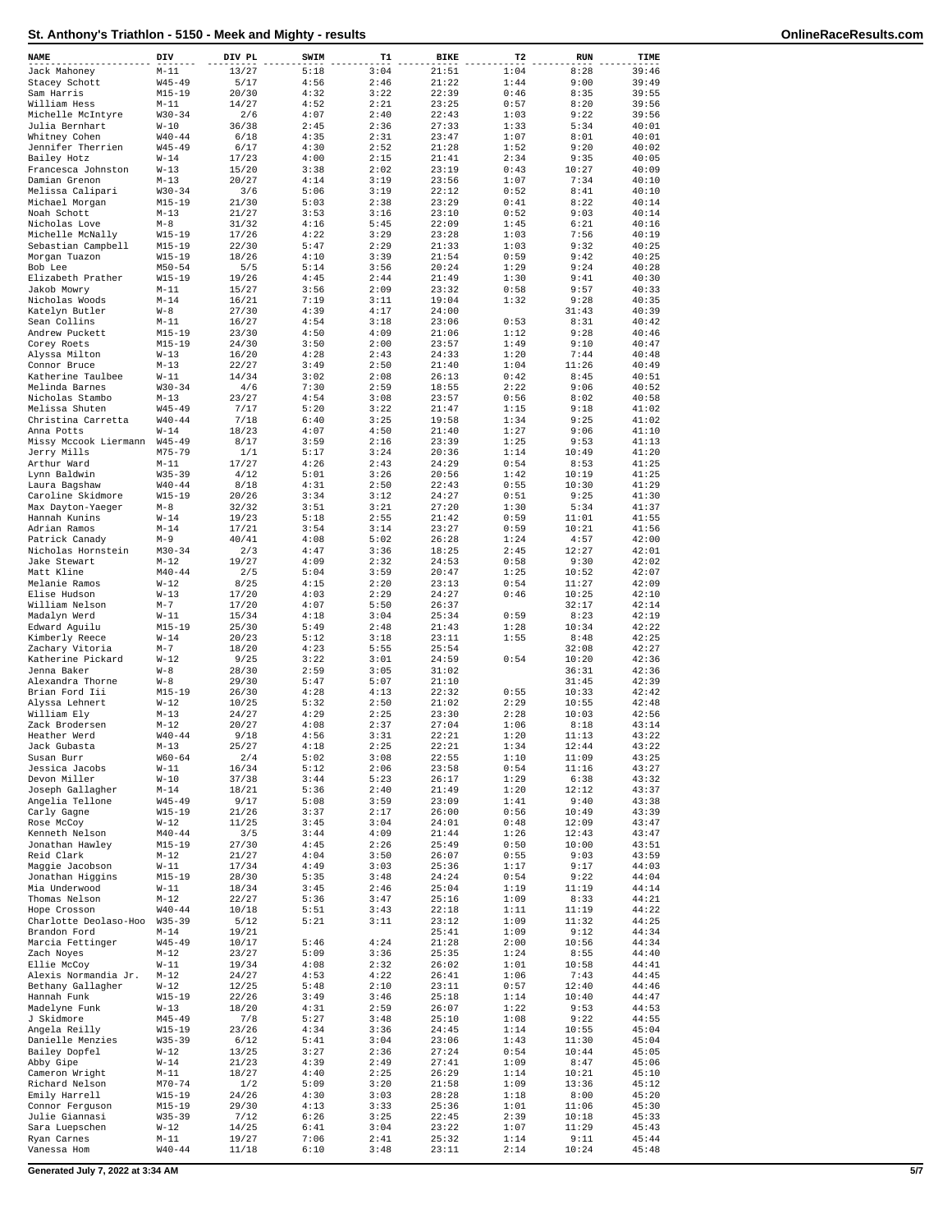# St. Anthony's Triathlon - 5150 - Meek and Mighty - results

| NAME | DIV | DIV PL | SWIM | T1 | BIKE | T2 | RUN | TIME |
|---|---|---|---|---|---|---|---|---|
| Jack Mahoney | M-11 | 13/27 | 5:18 | 3:04 | 21:51 | 1:04 | 8:28 | 39:46 |
| Stacey Schott | W45-49 | 5/17 | 4:56 | 2:46 | 21:22 | 1:44 | 9:00 | 39:49 |
| Sam Harris | M15-19 | 20/30 | 4:32 | 3:22 | 22:39 | 0:46 | 8:35 | 39:55 |
| William Hess | M-11 | 14/27 | 4:52 | 2:21 | 23:25 | 0:57 | 8:20 | 39:56 |
| Michelle McIntyre | W30-34 | 2/6 | 4:07 | 2:40 | 22:43 | 1:03 | 9:22 | 39:56 |
| Julia Bernhart | W-10 | 36/38 | 2:45 | 2:36 | 27:33 | 1:33 | 5:34 | 40:01 |
| Whitney Cohen | W40-44 | 6/18 | 4:35 | 2:31 | 23:47 | 1:07 | 8:01 | 40:01 |
| Jennifer Therrien | W45-49 | 6/17 | 4:30 | 2:52 | 21:28 | 1:52 | 9:20 | 40:02 |
| Bailey Hotz | W-14 | 17/23 | 4:00 | 2:15 | 21:41 | 2:34 | 9:35 | 40:05 |
| Francesca Johnston | W-13 | 15/20 | 3:38 | 2:02 | 23:19 | 0:43 | 10:27 | 40:09 |
| Damian Grenon | M-13 | 20/27 | 4:14 | 3:19 | 23:56 | 1:07 | 7:34 | 40:10 |
| Melissa Calipari | W30-34 | 3/6 | 5:06 | 3:19 | 22:12 | 0:52 | 8:41 | 40:10 |
| Michael Morgan | M15-19 | 21/30 | 5:03 | 2:38 | 23:29 | 0:41 | 8:22 | 40:14 |
| Noah Schott | M-13 | 21/27 | 3:53 | 3:16 | 23:10 | 0:52 | 9:03 | 40:14 |
| Nicholas Love | M-8 | 31/32 | 4:16 | 5:45 | 22:09 | 1:45 | 6:21 | 40:16 |
| Michelle McNally | W15-19 | 17/26 | 4:22 | 3:29 | 23:28 | 1:03 | 7:56 | 40:19 |
| Sebastian Campbell | M15-19 | 22/30 | 5:47 | 2:29 | 21:33 | 1:03 | 9:32 | 40:25 |
| Morgan Tuazon | W15-19 | 18/26 | 4:10 | 3:39 | 21:54 | 0:59 | 9:42 | 40:25 |
| Bob Lee | M50-54 | 5/5 | 5:14 | 3:56 | 20:24 | 1:29 | 9:24 | 40:28 |
| Elizabeth Prather | W15-19 | 19/26 | 4:45 | 2:44 | 21:49 | 1:30 | 9:41 | 40:30 |
| Jakob Mowry | M-11 | 15/27 | 3:56 | 2:09 | 23:32 | 0:58 | 9:57 | 40:33 |
| Nicholas Woods | M-14 | 16/21 | 7:19 | 3:11 | 19:04 | 1:32 | 9:28 | 40:35 |
| Katelyn Butler | W-8 | 27/30 | 4:39 | 4:17 | 24:00 | | 31:43 | 40:39 |
| Sean Collins | M-11 | 16/27 | 4:54 | 3:18 | 23:06 | 0:53 | 8:31 | 40:42 |
| Andrew Puckett | M15-19 | 23/30 | 4:50 | 4:09 | 21:06 | 1:12 | 9:28 | 40:46 |
| Corey Roets | M15-19 | 24/30 | 3:50 | 2:00 | 23:57 | 1:49 | 9:10 | 40:47 |
| Alyssa Milton | W-13 | 16/20 | 4:28 | 2:43 | 24:33 | 1:20 | 7:44 | 40:48 |
| Connor Bruce | M-13 | 22/27 | 3:49 | 2:50 | 21:40 | 1:04 | 11:26 | 40:49 |
| Katherine Taulbee | W-11 | 14/34 | 3:02 | 2:08 | 26:13 | 0:42 | 8:45 | 40:51 |
| Melinda Barnes | W30-34 | 4/6 | 7:30 | 2:59 | 18:55 | 2:22 | 9:06 | 40:52 |
| Nicholas Stambo | M-13 | 23/27 | 4:54 | 3:08 | 23:57 | 0:56 | 8:02 | 40:58 |
| Melissa Shuten | W45-49 | 7/17 | 5:20 | 3:22 | 21:47 | 1:15 | 9:18 | 41:02 |
| Christina Carretta | W40-44 | 7/18 | 6:40 | 3:25 | 19:58 | 1:34 | 9:25 | 41:02 |
| Anna Potts | W-14 | 18/23 | 4:07 | 4:50 | 21:40 | 1:27 | 9:06 | 41:10 |
| Missy Mccook Liermann | W45-49 | 8/17 | 3:59 | 2:16 | 23:39 | 1:25 | 9:53 | 41:13 |
| Jerry Mills | M75-79 | 1/1 | 5:17 | 3:24 | 20:36 | 1:14 | 10:49 | 41:20 |
| Arthur Ward | M-11 | 17/27 | 4:26 | 2:43 | 24:29 | 0:54 | 8:53 | 41:25 |
| Lynn Baldwin | W35-39 | 4/12 | 5:01 | 3:26 | 20:56 | 1:42 | 10:19 | 41:25 |
| Laura Bagshaw | W40-44 | 8/18 | 4:31 | 2:50 | 22:43 | 0:55 | 10:30 | 41:29 |
| Caroline Skidmore | W15-19 | 20/26 | 3:34 | 3:12 | 24:27 | 0:51 | 9:25 | 41:30 |
| Max Dayton-Yaeger | M-8 | 32/32 | 3:51 | 3:21 | 27:20 | 1:30 | 5:34 | 41:37 |
| Hannah Kunins | W-14 | 19/23 | 5:18 | 2:55 | 21:42 | 0:59 | 11:01 | 41:55 |
| Adrian Ramos | M-14 | 17/21 | 3:54 | 3:14 | 23:27 | 0:59 | 10:21 | 41:56 |
| Patrick Canady | M-9 | 40/41 | 4:08 | 5:02 | 26:28 | 1:24 | 4:57 | 42:00 |
| Nicholas Hornstein | M30-34 | 2/3 | 4:47 | 3:36 | 18:25 | 2:45 | 12:27 | 42:01 |
| Jake Stewart | M-12 | 19/27 | 4:09 | 2:32 | 24:53 | 0:58 | 9:30 | 42:02 |
| Matt Kline | M40-44 | 2/5 | 5:04 | 3:59 | 20:47 | 1:25 | 10:52 | 42:07 |
| Melanie Ramos | W-12 | 8/25 | 4:15 | 2:20 | 23:13 | 0:54 | 11:27 | 42:09 |
| Elise Hudson | W-13 | 17/20 | 4:03 | 2:29 | 24:27 | 0:46 | 10:25 | 42:10 |
| William Nelson | M-7 | 17/20 | 4:07 | 5:50 | 26:37 | | 32:17 | 42:14 |
| Madalyn Werd | W-11 | 15/34 | 4:18 | 3:04 | 25:34 | 0:59 | 8:23 | 42:19 |
| Edward Aguilu | M15-19 | 25/30 | 5:49 | 2:48 | 21:43 | 1:28 | 10:34 | 42:22 |
| Kimberly Reece | W-14 | 20/23 | 5:12 | 3:18 | 23:11 | 1:55 | 8:48 | 42:25 |
| Zachary Vitoria | M-7 | 18/20 | 4:23 | 5:55 | 25:54 | | 32:08 | 42:27 |
| Katherine Pickard | W-12 | 9/25 | 3:22 | 3:01 | 24:59 | 0:54 | 10:20 | 42:36 |
| Jenna Baker | W-8 | 28/30 | 2:59 | 3:05 | 31:02 | | 36:31 | 42:36 |
| Alexandra Thorne | W-8 | 29/30 | 5:47 | 5:07 | 21:10 | | 31:45 | 42:39 |
| Brian Ford Iii | M15-19 | 26/30 | 4:28 | 4:13 | 22:32 | 0:55 | 10:33 | 42:42 |
| Alyssa Lehnert | W-12 | 10/25 | 5:32 | 2:50 | 21:02 | 2:29 | 10:55 | 42:48 |
| William Ely | M-13 | 24/27 | 4:29 | 2:25 | 23:30 | 2:28 | 10:03 | 42:56 |
| Zack Brodersen | M-12 | 20/27 | 4:08 | 2:37 | 27:04 | 1:06 | 8:18 | 43:14 |
| Heather Werd | W40-44 | 9/18 | 4:56 | 3:31 | 22:21 | 1:20 | 11:13 | 43:22 |
| Jack Gubasta | M-13 | 25/27 | 4:18 | 2:25 | 22:21 | 1:34 | 12:44 | 43:22 |
| Susan Burr | W60-64 | 2/4 | 5:02 | 3:08 | 22:55 | 1:10 | 11:09 | 43:25 |
| Jessica Jacobs | W-11 | 16/34 | 5:12 | 2:06 | 23:58 | 0:54 | 11:16 | 43:27 |
| Devon Miller | W-10 | 37/38 | 3:44 | 5:23 | 26:17 | 1:29 | 6:38 | 43:32 |
| Joseph Gallagher | M-14 | 18/21 | 5:36 | 2:40 | 21:49 | 1:20 | 12:12 | 43:37 |
| Angelia Tellone | W45-49 | 9/17 | 5:08 | 3:59 | 23:09 | 1:41 | 9:40 | 43:38 |
| Carly Gagne | W15-19 | 21/26 | 3:37 | 2:17 | 26:00 | 0:56 | 10:49 | 43:39 |
| Rose McCoy | W-12 | 11/25 | 3:45 | 3:04 | 24:01 | 0:48 | 12:09 | 43:47 |
| Kenneth Nelson | M40-44 | 3/5 | 3:44 | 4:09 | 21:44 | 1:26 | 12:43 | 43:47 |
| Jonathan Hawley | M15-19 | 27/30 | 4:45 | 2:26 | 25:49 | 0:50 | 10:00 | 43:51 |
| Reid Clark | M-12 | 21/27 | 4:04 | 3:50 | 26:07 | 0:55 | 9:03 | 43:59 |
| Maggie Jacobson | W-11 | 17/34 | 4:49 | 3:03 | 25:36 | 1:17 | 9:17 | 44:03 |
| Jonathan Higgins | M15-19 | 28/30 | 5:35 | 3:48 | 24:24 | 0:54 | 9:22 | 44:04 |
| Mia Underwood | W-11 | 18/34 | 3:45 | 2:46 | 25:04 | 1:19 | 11:19 | 44:14 |
| Thomas Nelson | M-12 | 22/27 | 5:36 | 3:47 | 25:16 | 1:09 | 8:33 | 44:21 |
| Hope Crosson | W40-44 | 10/18 | 5:51 | 3:43 | 22:18 | 1:11 | 11:19 | 44:22 |
| Charlotte Deolaso-Hoo | W35-39 | 5/12 | 5:21 | 3:11 | 23:12 | 1:09 | 11:32 | 44:25 |
| Brandon Ford | M-14 | 19/21 | | | 25:41 | 1:09 | 9:12 | 44:34 |
| Marcia Fettinger | W45-49 | 10/17 | 5:46 | 4:24 | 21:28 | 2:00 | 10:56 | 44:34 |
| Zach Noyes | M-12 | 23/27 | 5:09 | 3:36 | 25:35 | 1:24 | 8:55 | 44:40 |
| Ellie McCoy | W-11 | 19/34 | 4:08 | 2:32 | 26:02 | 1:01 | 10:58 | 44:41 |
| Alexis Normandia Jr. | M-12 | 24/27 | 4:53 | 4:22 | 26:41 | 1:06 | 7:43 | 44:45 |
| Bethany Gallagher | W-12 | 12/25 | 5:48 | 2:10 | 23:11 | 0:57 | 12:40 | 44:46 |
| Hannah Funk | W15-19 | 22/26 | 3:49 | 3:46 | 25:18 | 1:14 | 10:40 | 44:47 |
| Madelyne Funk | W-13 | 18/20 | 4:31 | 2:59 | 26:07 | 1:22 | 9:53 | 44:53 |
| J Skidmore | M45-49 | 7/8 | 5:27 | 3:48 | 25:10 | 1:08 | 9:22 | 44:55 |
| Angela Reilly | W15-19 | 23/26 | 4:34 | 3:36 | 24:45 | 1:14 | 10:55 | 45:04 |
| Danielle Menzies | W35-39 | 6/12 | 5:41 | 3:04 | 23:06 | 1:43 | 11:30 | 45:04 |
| Bailey Dopfel | W-12 | 13/25 | 3:27 | 2:36 | 27:24 | 0:54 | 10:44 | 45:05 |
| Abby Gipe | W-14 | 21/23 | 4:39 | 2:49 | 27:41 | 1:09 | 8:47 | 45:06 |
| Cameron Wright | M-11 | 18/27 | 4:40 | 2:25 | 26:29 | 1:14 | 10:21 | 45:10 |
| Richard Nelson | M70-74 | 1/2 | 5:09 | 3:20 | 21:58 | 1:09 | 13:36 | 45:12 |
| Emily Harrell | W15-19 | 24/26 | 4:30 | 3:03 | 28:28 | 1:18 | 8:00 | 45:20 |
| Connor Ferguson | M15-19 | 29/30 | 4:13 | 3:33 | 25:36 | 1:01 | 11:06 | 45:30 |
| Julie Giannasi | W35-39 | 7/12 | 6:26 | 3:25 | 22:45 | 2:39 | 10:18 | 45:33 |
| Sara Luepschen | W-12 | 14/25 | 6:41 | 3:04 | 23:22 | 1:07 | 11:29 | 45:43 |
| Ryan Carnes | M-11 | 19/27 | 7:06 | 2:41 | 25:32 | 1:14 | 9:11 | 45:44 |
| Vanessa Hom | W40-44 | 11/18 | 6:10 | 3:48 | 23:11 | 2:14 | 10:24 | 45:48 |

Generated July 7, 2022 at 3:34 AM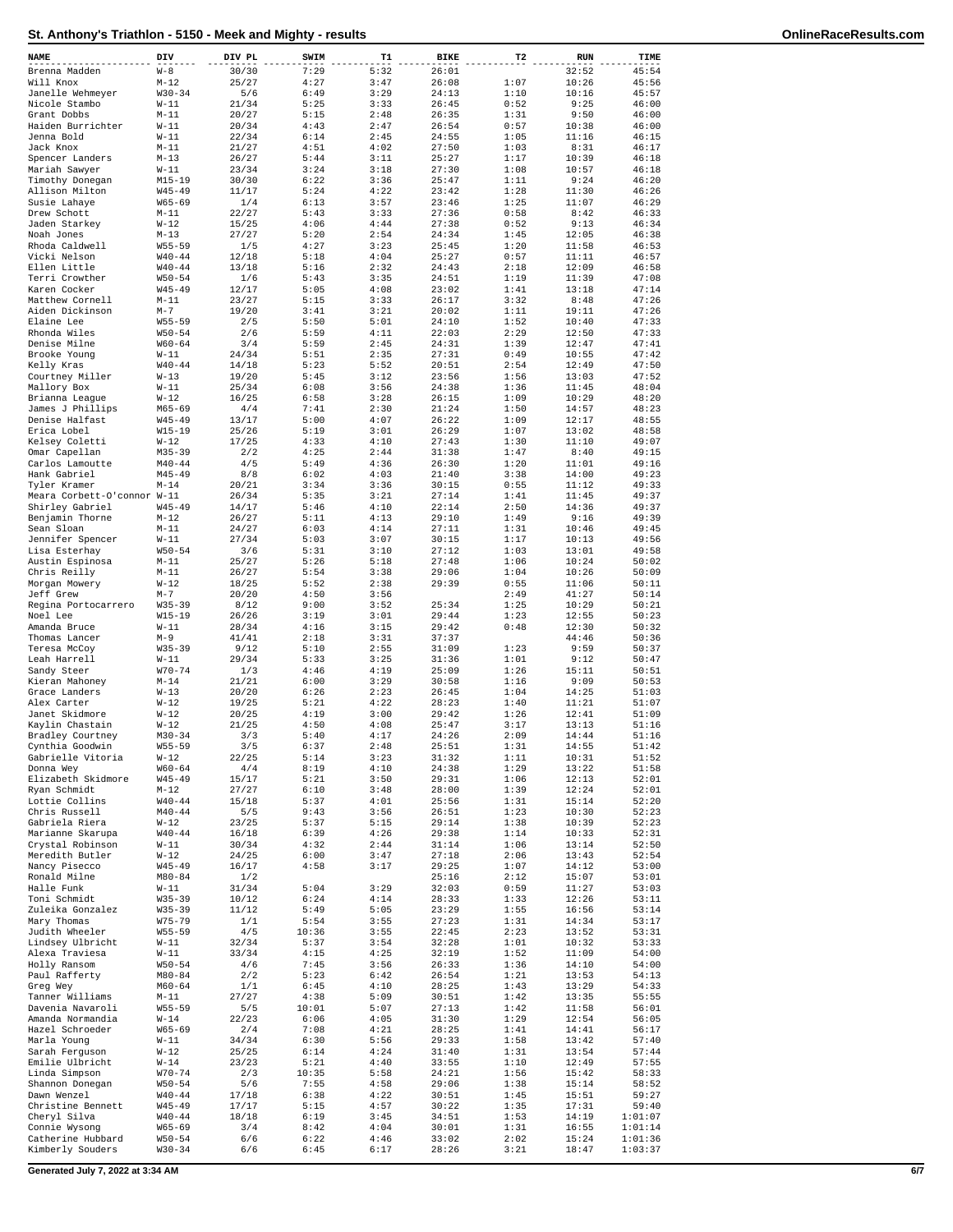# St. Anthony's Triathlon - 5150 - Meek and Mighty - results

| NAME | DIV | DIV PL | SWIM | T1 | BIKE | T2 | RUN | TIME |
|---|---|---|---|---|---|---|---|---|
| Brenna Madden | W-8 | 30/30 | 7:29 | 5:32 | 26:01 | | 32:52 | 45:54 |
| Will Knox | M-12 | 25/27 | 4:27 | 3:47 | 26:08 | 1:07 | 10:26 | 45:56 |
| Janelle Wehmeyer | W30-34 | 5/6 | 6:49 | 3:29 | 24:13 | 1:10 | 10:16 | 45:57 |
| Nicole Stambo | W-11 | 21/34 | 5:25 | 3:33 | 26:45 | 0:52 | 9:25 | 46:00 |
| Grant Dobbs | M-11 | 20/27 | 5:15 | 2:48 | 26:35 | 1:31 | 9:50 | 46:00 |
| Haiden Burrichter | W-11 | 20/34 | 4:43 | 2:47 | 26:54 | 0:57 | 10:38 | 46:00 |
| Jenna Bold | W-11 | 22/34 | 6:14 | 2:45 | 24:55 | 1:05 | 11:16 | 46:15 |
| Jack Knox | M-11 | 21/27 | 4:51 | 4:02 | 27:50 | 1:03 | 8:31 | 46:17 |
| Spencer Landers | M-13 | 26/27 | 5:44 | 3:11 | 25:27 | 1:17 | 10:39 | 46:18 |
| Mariah Sawyer | W-11 | 23/34 | 3:24 | 3:18 | 27:30 | 1:08 | 10:57 | 46:18 |
| Timothy Donegan | M15-19 | 30/30 | 6:22 | 3:36 | 25:47 | 1:11 | 9:24 | 46:20 |
| Allison Milton | W45-49 | 11/17 | 5:24 | 4:22 | 23:42 | 1:28 | 11:30 | 46:26 |
| Susie Lahaye | W65-69 | 1/4 | 6:13 | 3:57 | 23:46 | 1:25 | 11:07 | 46:29 |
| Drew Schott | M-11 | 22/27 | 5:43 | 3:33 | 27:36 | 0:58 | 8:42 | 46:33 |
| Jaden Starkey | W-12 | 15/25 | 4:06 | 4:44 | 27:38 | 0:52 | 9:13 | 46:34 |
| Noah Jones | M-13 | 27/27 | 5:20 | 2:54 | 24:34 | 1:45 | 12:05 | 46:38 |
| Rhoda Caldwell | W55-59 | 1/5 | 4:27 | 3:23 | 25:45 | 1:20 | 11:58 | 46:53 |
| Vicki Nelson | W40-44 | 12/18 | 5:18 | 4:04 | 25:27 | 0:57 | 11:11 | 46:57 |
| Ellen Little | W40-44 | 13/18 | 5:16 | 2:32 | 24:43 | 2:18 | 12:09 | 46:58 |
| Terri Crowther | W50-54 | 1/6 | 5:43 | 3:35 | 24:51 | 1:19 | 11:39 | 47:08 |
| Karen Cocker | W45-49 | 12/17 | 5:05 | 4:08 | 23:02 | 1:41 | 13:18 | 47:14 |
| Matthew Cornell | M-11 | 23/27 | 5:15 | 3:33 | 26:17 | 3:32 | 8:48 | 47:26 |
| Aiden Dickinson | M-7 | 19/20 | 3:41 | 3:21 | 20:02 | 1:11 | 19:11 | 47:26 |
| Elaine Lee | W55-59 | 2/5 | 5:50 | 5:01 | 24:10 | 1:52 | 10:40 | 47:33 |
| Rhonda Wiles | W50-54 | 2/6 | 5:59 | 4:11 | 22:03 | 2:29 | 12:50 | 47:33 |
| Denise Milne | W60-64 | 3/4 | 5:59 | 2:45 | 24:31 | 1:39 | 12:47 | 47:41 |
| Brooke Young | W-11 | 24/34 | 5:51 | 2:35 | 27:31 | 0:49 | 10:55 | 47:42 |
| Kelly Kras | W40-44 | 14/18 | 5:23 | 5:52 | 20:51 | 2:54 | 12:49 | 47:50 |
| Courtney Miller | W-13 | 19/20 | 5:45 | 3:12 | 23:56 | 1:56 | 13:03 | 47:52 |
| Mallory Box | W-11 | 25/34 | 6:08 | 3:56 | 24:38 | 1:36 | 11:45 | 48:04 |
| Brianna League | W-12 | 16/25 | 6:58 | 3:28 | 26:15 | 1:09 | 10:29 | 48:20 |
| James J Phillips | M65-69 | 4/4 | 7:41 | 2:30 | 21:24 | 1:50 | 14:57 | 48:23 |
| Denise Halfast | W45-49 | 13/17 | 5:00 | 4:07 | 26:22 | 1:09 | 12:17 | 48:55 |
| Erica Lobel | W15-19 | 25/26 | 5:19 | 3:01 | 26:29 | 1:07 | 13:02 | 48:58 |
| Kelsey Coletti | W-12 | 17/25 | 4:33 | 4:10 | 27:43 | 1:30 | 11:10 | 49:07 |
| Omar Capellan | M35-39 | 2/2 | 4:25 | 2:44 | 31:38 | 1:47 | 8:40 | 49:15 |
| Carlos Lamoutte | M40-44 | 4/5 | 5:49 | 4:36 | 26:30 | 1:20 | 11:01 | 49:16 |
| Hank Gabriel | M45-49 | 8/8 | 6:02 | 4:03 | 21:40 | 3:38 | 14:00 | 49:23 |
| Tyler Kramer | M-14 | 20/21 | 3:34 | 3:36 | 30:15 | 0:55 | 11:12 | 49:33 |
| Meara Corbett-O'connor | W-11 | 26/34 | 5:35 | 3:21 | 27:14 | 1:41 | 11:45 | 49:37 |
| Shirley Gabriel | W45-49 | 14/17 | 5:46 | 4:10 | 22:14 | 2:50 | 14:36 | 49:37 |
| Benjamin Thorne | M-12 | 26/27 | 5:11 | 4:13 | 29:10 | 1:49 | 9:16 | 49:39 |
| Sean Sloan | M-11 | 24/27 | 6:03 | 4:14 | 27:11 | 1:31 | 10:46 | 49:45 |
| Jennifer Spencer | W-11 | 27/34 | 5:03 | 3:07 | 30:15 | 1:17 | 10:13 | 49:56 |
| Lisa Esterhay | W50-54 | 3/6 | 5:31 | 3:10 | 27:12 | 1:03 | 13:01 | 49:58 |
| Austin Espinosa | M-11 | 25/27 | 5:26 | 5:18 | 27:48 | 1:06 | 10:24 | 50:02 |
| Chris Reilly | M-11 | 26/27 | 5:54 | 3:38 | 29:06 | 1:04 | 10:26 | 50:09 |
| Morgan Mowery | W-12 | 18/25 | 5:52 | 2:38 | 29:39 | 0:55 | 11:06 | 50:11 |
| Jeff Grew | M-7 | 20/20 | 4:50 | 3:56 | | 2:49 | 41:27 | 50:14 |
| Regina Portocarrero | W35-39 | 8/12 | 9:00 | 3:52 | 25:34 | 1:25 | 10:29 | 50:21 |
| Noel Lee | W15-19 | 26/26 | 3:19 | 3:01 | 29:44 | 1:23 | 12:55 | 50:23 |
| Amanda Bruce | W-11 | 28/34 | 4:16 | 3:15 | 29:42 | 0:48 | 12:30 | 50:32 |
| Thomas Lancer | M-9 | 41/41 | 2:18 | 3:31 | 37:37 | | 44:46 | 50:36 |
| Teresa McCoy | W35-39 | 9/12 | 5:10 | 2:55 | 31:09 | 1:23 | 9:59 | 50:37 |
| Leah Harrell | W-11 | 29/34 | 5:33 | 3:25 | 31:36 | 1:01 | 9:12 | 50:47 |
| Sandy Steer | W70-74 | 1/3 | 4:46 | 4:19 | 25:09 | 1:26 | 15:11 | 50:51 |
| Kieran Mahoney | M-14 | 21/21 | 6:00 | 3:29 | 30:58 | 1:16 | 9:09 | 50:53 |
| Grace Landers | W-13 | 20/20 | 6:26 | 2:23 | 26:45 | 1:04 | 14:25 | 51:03 |
| Alex Carter | W-12 | 19/25 | 5:21 | 4:22 | 28:23 | 1:40 | 11:21 | 51:07 |
| Janet Skidmore | W-12 | 20/25 | 4:19 | 3:00 | 29:42 | 1:26 | 12:41 | 51:09 |
| Kaylin Chastain | W-12 | 21/25 | 4:50 | 4:08 | 25:47 | 3:17 | 13:13 | 51:16 |
| Bradley Courtney | M30-34 | 3/3 | 5:40 | 4:17 | 24:26 | 2:09 | 14:44 | 51:16 |
| Cynthia Goodwin | W55-59 | 3/5 | 6:37 | 2:48 | 25:51 | 1:31 | 14:55 | 51:42 |
| Gabrielle Vitoria | W-12 | 22/25 | 5:14 | 3:23 | 31:32 | 1:11 | 10:31 | 51:52 |
| Donna Wey | W60-64 | 4/4 | 8:19 | 4:10 | 24:38 | 1:29 | 13:22 | 51:58 |
| Elizabeth Skidmore | W45-49 | 15/17 | 5:21 | 3:50 | 29:31 | 1:06 | 12:13 | 52:01 |
| Ryan Schmidt | M-12 | 27/27 | 6:10 | 3:48 | 28:00 | 1:39 | 12:24 | 52:01 |
| Lottie Collins | W40-44 | 15/18 | 5:37 | 4:01 | 25:56 | 1:31 | 15:14 | 52:20 |
| Chris Russell | M40-44 | 5/5 | 9:43 | 3:56 | 26:51 | 1:23 | 10:30 | 52:23 |
| Gabriela Riera | W-12 | 23/25 | 5:37 | 5:15 | 29:14 | 1:38 | 10:39 | 52:23 |
| Marianne Skarupa | W40-44 | 16/18 | 6:39 | 4:26 | 29:38 | 1:14 | 10:33 | 52:31 |
| Crystal Robinson | W-11 | 30/34 | 4:32 | 2:44 | 31:14 | 1:06 | 13:14 | 52:50 |
| Meredith Butler | W-12 | 24/25 | 6:00 | 3:47 | 27:18 | 2:06 | 13:43 | 52:54 |
| Nancy Pisecco | W45-49 | 16/17 | 4:58 | 3:17 | 29:25 | 1:07 | 14:12 | 53:00 |
| Ronald Milne | M80-84 | 1/2 | | | 25:16 | 2:12 | 15:07 | 53:01 |
| Halle Funk | W-11 | 31/34 | 5:04 | 3:29 | 32:03 | 0:59 | 11:27 | 53:03 |
| Toni Schmidt | W35-39 | 10/12 | 6:24 | 4:14 | 28:33 | 1:33 | 12:26 | 53:11 |
| Zuleika Gonzalez | W35-39 | 11/12 | 5:49 | 5:05 | 23:29 | 1:55 | 16:56 | 53:14 |
| Mary Thomas | W75-79 | 1/1 | 5:54 | 3:55 | 27:23 | 1:31 | 14:34 | 53:17 |
| Judith Wheeler | W55-59 | 4/5 | 10:36 | 3:55 | 22:45 | 2:23 | 13:52 | 53:31 |
| Lindsey Ulbricht | W-11 | 32/34 | 5:37 | 3:54 | 32:28 | 1:01 | 10:32 | 53:33 |
| Alexa Traviesa | W-11 | 33/34 | 4:15 | 4:25 | 32:19 | 1:52 | 11:09 | 54:00 |
| Holly Ransom | W50-54 | 4/6 | 7:45 | 3:56 | 26:33 | 1:36 | 14:10 | 54:00 |
| Paul Rafferty | M80-84 | 2/2 | 5:23 | 6:42 | 26:54 | 1:21 | 13:53 | 54:13 |
| Greg Wey | M60-64 | 1/1 | 6:45 | 4:10 | 28:25 | 1:43 | 13:29 | 54:33 |
| Tanner Williams | M-11 | 27/27 | 4:38 | 5:09 | 30:51 | 1:42 | 13:35 | 55:55 |
| Davenia Navaroli | W55-59 | 5/5 | 10:01 | 5:07 | 27:13 | 1:42 | 11:58 | 56:01 |
| Amanda Normandia | W-14 | 22/23 | 6:06 | 4:05 | 31:30 | 1:29 | 12:54 | 56:05 |
| Hazel Schroeder | W65-69 | 2/4 | 7:08 | 4:21 | 28:25 | 1:41 | 14:41 | 56:17 |
| Marla Young | W-11 | 34/34 | 6:30 | 5:56 | 29:33 | 1:58 | 13:42 | 57:40 |
| Sarah Ferguson | W-12 | 25/25 | 6:14 | 4:24 | 31:40 | 1:31 | 13:54 | 57:44 |
| Emilie Ulbricht | W-14 | 23/23 | 5:21 | 4:40 | 33:55 | 1:10 | 12:49 | 57:55 |
| Linda Simpson | W70-74 | 2/3 | 10:35 | 5:58 | 24:21 | 1:56 | 15:42 | 58:33 |
| Shannon Donegan | W50-54 | 5/6 | 7:55 | 4:58 | 29:06 | 1:38 | 15:14 | 58:52 |
| Dawn Wenzel | W40-44 | 17/18 | 6:38 | 4:22 | 30:51 | 1:45 | 15:51 | 59:27 |
| Christine Bennett | W45-49 | 17/17 | 5:15 | 4:57 | 30:22 | 1:35 | 17:31 | 59:40 |
| Cheryl Silva | W40-44 | 18/18 | 6:19 | 3:45 | 34:51 | 1:53 | 14:19 | 1:01:07 |
| Connie Wysong | W65-69 | 3/4 | 8:42 | 4:04 | 30:01 | 1:31 | 16:55 | 1:01:14 |
| Catherine Hubbard | W50-54 | 6/6 | 6:22 | 4:46 | 33:02 | 2:02 | 15:24 | 1:01:36 |
| Kimberly Souders | W30-34 | 6/6 | 6:45 | 6:17 | 28:26 | 3:21 | 18:47 | 1:03:37 |

Generated July 7, 2022 at 3:34 AM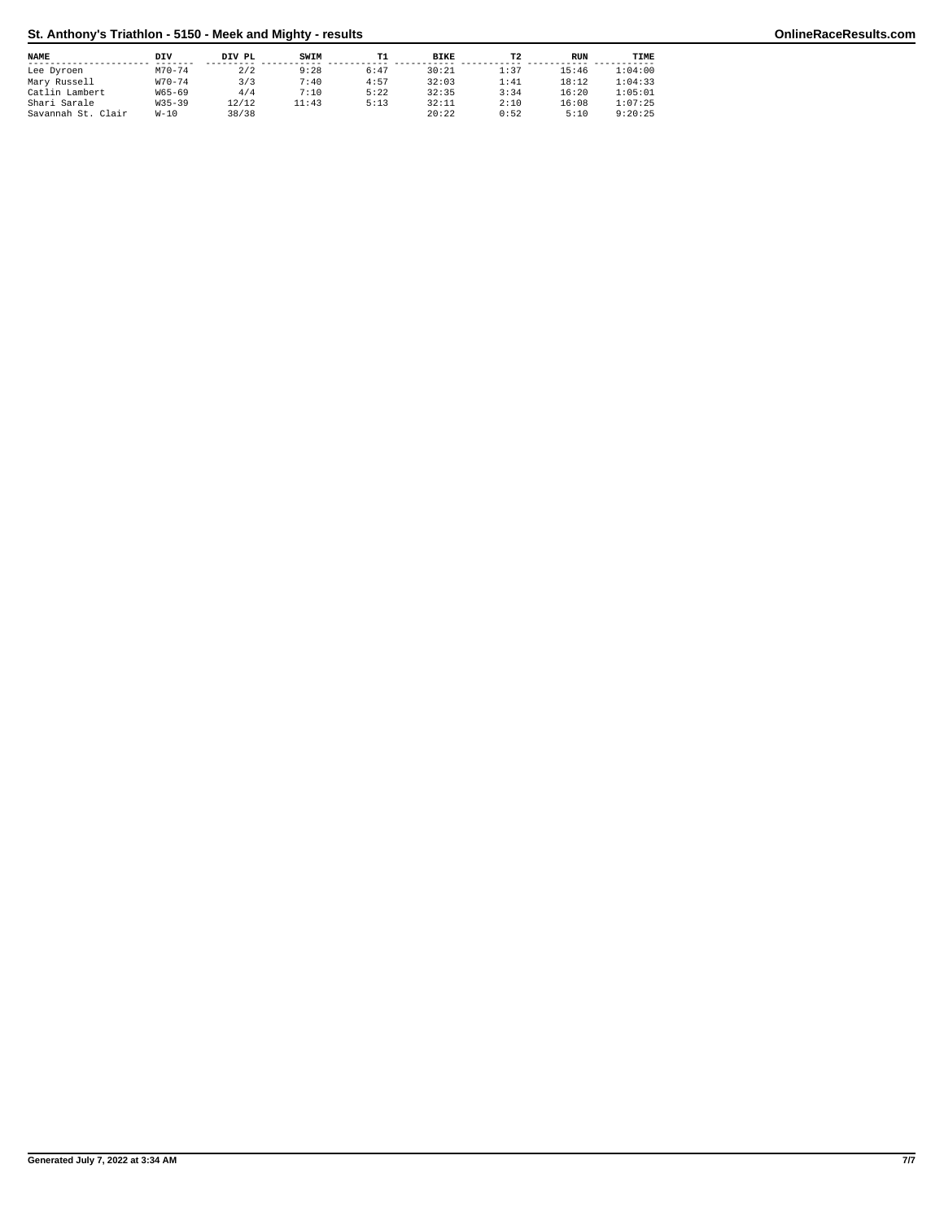| NAME | DIV | DIV PL | SWIM | T1 | BIKE | T2 | RUN | TIME |
|---|---|---|---|---|---|---|---|---|
| Lee Dyroen | M70-74 | 2/2 | 9:28 | 6:47 | 30:21 | 1:37 | 15:46 | 1:04:00 |
| Mary Russell | W70-74 | 3/3 | 7:40 | 4:57 | 32:03 | 1:41 | 18:12 | 1:04:33 |
| Catlin Lambert | W65-69 | 4/4 | 7:10 | 5:22 | 32:35 | 3:34 | 16:20 | 1:05:01 |
| Shari Sarale | W35-39 | 12/12 | 11:43 | 5:13 | 32:11 | 2:10 | 16:08 | 1:07:25 |
| Savannah St. Clair | W-10 | 38/38 | | | 20:22 | 0:52 | 5:10 | 9:20:25 |